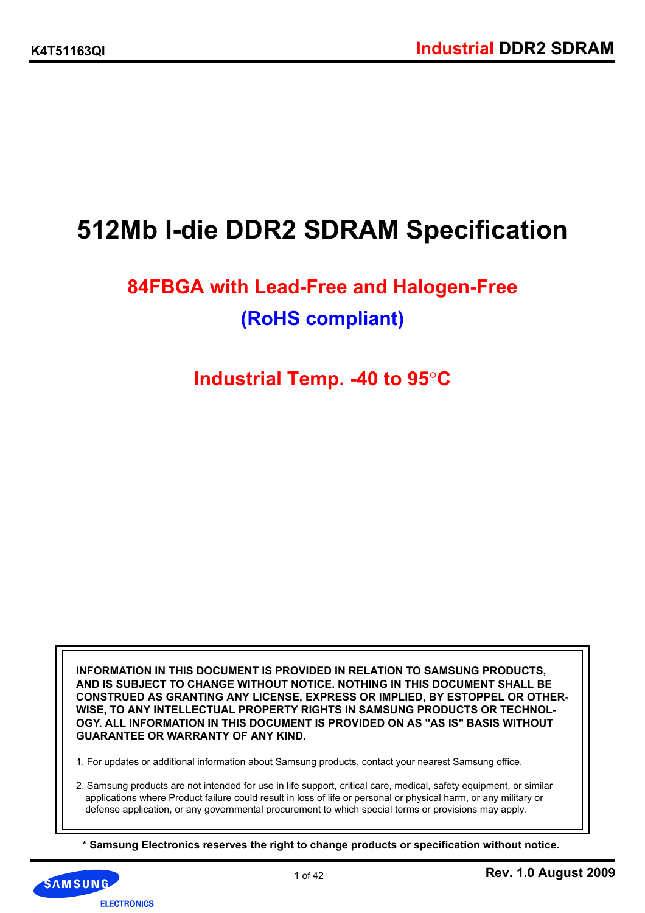# 512Mb I-die DDR2 SDRAM Specification

## 84FBGA with Lead-Free and Halogen-Free

## (RoHS compliant)

## Industrial Temp. -40 to 95°C

**INFORMATION IN THIS DOCUMENT IS PROVIDED IN RELATION TO SAMSUNG PRODUCTS, AND IS SUBJECT TO CHANGE WITHOUT NOTICE. NOTHING IN THIS DOCUMENT SHALL BE CONSTRUED AS GRANTING ANY LICENSE, EXPRESS OR IMPLIED, BY ESTOPPEL OR OTHERWISE, TO ANY INTELLECTUAL PROPERTY RIGHTS IN SAMSUNG PRODUCTS OR TECHNOLOGY. ALL INFORMATION IN THIS DOCUMENT IS PROVIDED ON AS "AS IS" BASIS WITHOUT GUARANTEE OR WARRANTY OF ANY KIND.**

1. For updates or additional information about Samsung products, contact your nearest Samsung office.

2. Samsung products are not intended for use in life support, critical care, medical, safety equipment, or similar applications where Product failure could result in loss of life or personal or physical harm, or any military or defense application, or any governmental procurement to which special terms or provisions may apply.

**\* Samsung Electronics reserves the right to change products or specification without notice.**

**Rev. 1.0 August 2009**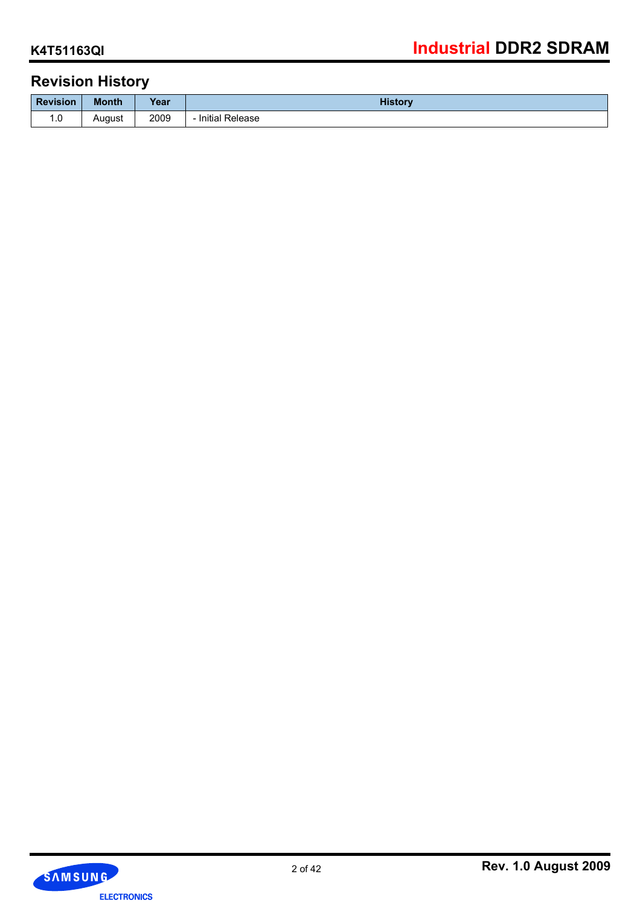## Revision History

| Revision | Month | Year | History |
|---|---|---|---|
| 1.0 | August | 2009 | - Initial Release |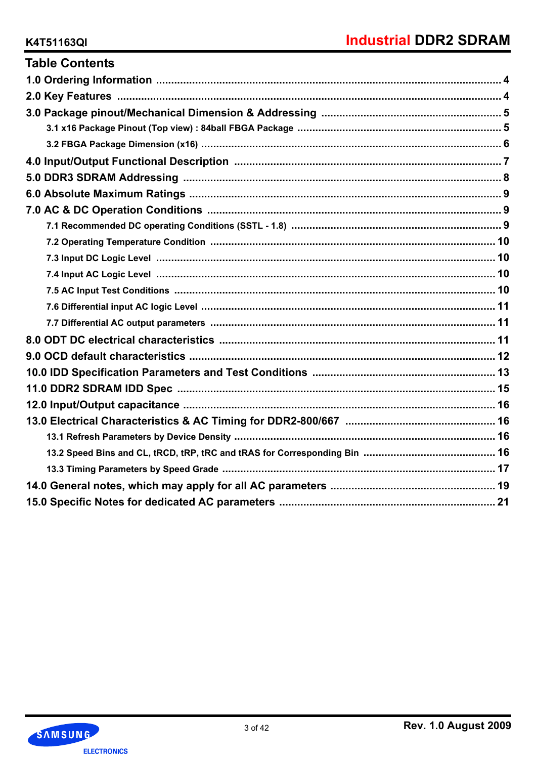## Table Contents

1.0 Ordering Information ........................................................................................................ 4

2.0 Key Features ................................................................................................................... 4

3.0 Package pinout/Mechanical Dimension & Addressing ................................................... 5

- 3.1 x16 Package Pinout (Top view) : 84ball FBGA Package ................................................ 5
- 3.2 FBGA Package Dimension (x16) ................................................................................. 6

4.0 Input/Output Functional Description .............................................................................. 7

5.0 DDR3 SDRAM Addressing ............................................................................................. 8

6.0 Absolute Maximum Ratings ............................................................................................ 9

7.0 AC & DC Operation Conditions ...................................................................................... 9

- 7.1 Recommended DC operating Conditions (SSTL - 1.8) .................................................. 9
- 7.2 Operating Temperature Condition ............................................................................... 10
- 7.3 Input DC Logic Level ................................................................................................. 10
- 7.4 Input AC Logic Level ................................................................................................. 10
- 7.5 AC Input Test Conditions ........................................................................................... 10
- 7.6 Differential input AC logic Level .................................................................................. 11
- 7.7 Differential AC output parameters ............................................................................... 11

8.0 ODT DC electrical characteristics .................................................................................. 11

9.0 OCD default characteristics ........................................................................................... 12

10.0 IDD Specification Parameters and Test Conditions ..................................................... 13

11.0 DDR2 SDRAM IDD Spec ............................................................................................. 15

12.0 Input/Output capacitance .............................................................................................. 16

13.0 Electrical Characteristics & AC Timing for DDR2-800/667 ........................................... 16

- 13.1 Refresh Parameters by Device Density ..................................................................... 16
- 13.2 Speed Bins and CL, tRCD, tRP, tRC and tRAS for Corresponding Bin ......................... 16
- 13.3 Timing Parameters by Speed Grade .......................................................................... 17

14.0 General notes, which may apply for all AC parameters ................................................ 19

15.0 Specific Notes for dedicated AC parameters ................................................................ 21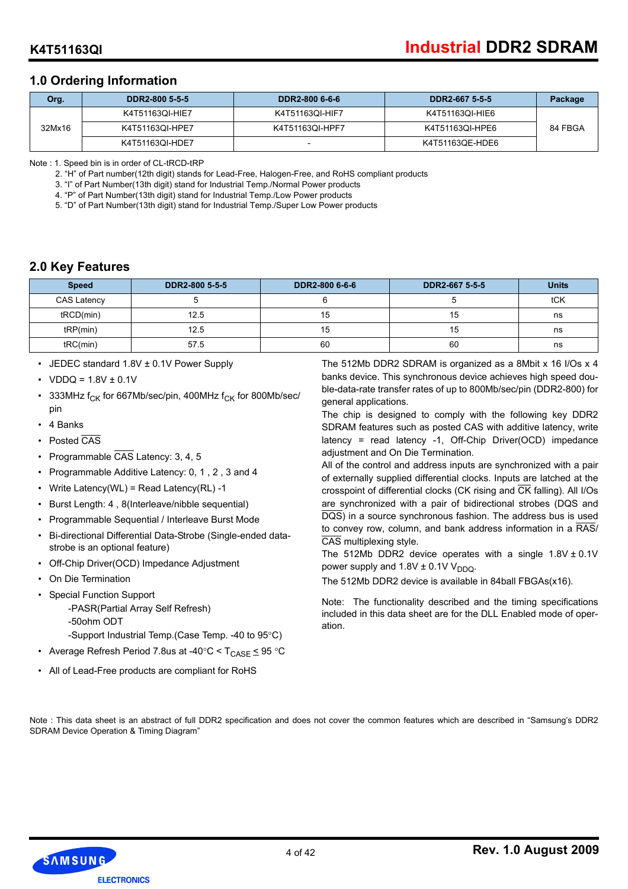## 1.0 Ordering Information

| Org. | DDR2-800 5-5-5 | DDR2-800 6-6-6 | DDR2-667 5-5-5 | Package |
|---|---|---|---|---|
| 32Mx16 | K4T51163QI-HIE7 | K4T51163QI-HIF7 | K4T51163QI-HIE6 | 84 FBGA |
| | K4T51163QI-HPE7 | K4T51163QI-HPF7 | K4T51163QI-HPE6 | |
| | K4T51163QI-HDE7 | - | K4T51163QE-HDE6 | |

Note : 1. Speed bin is in order of CL-tRCD-tRP
2. "H" of Part number(12th digit) stands for Lead-Free, Halogen-Free, and RoHS compliant products
3. "I" of Part Number(13th digit) stand for Industrial Temp./Normal Power products
4. "P" of Part Number(13th digit) stand for Industrial Temp./Low Power products
5. "D" of Part Number(13th digit) stand for Industrial Temp./Super Low Power products

## 2.0 Key Features

| Speed | DDR2-800 5-5-5 | DDR2-800 6-6-6 | DDR2-667 5-5-5 | Units |
|---|---|---|---|---|
| CAS Latency | 5 | 6 | 5 | tCK |
| tRCD(min) | 12.5 | 15 | 15 | ns |
| tRP(min) | 12.5 | 15 | 15 | ns |
| tRC(min) | 57.5 | 60 | 60 | ns |

- JEDEC standard 1.8V ± 0.1V Power Supply
- VDDQ = 1.8V ± 0.1V
- 333MHz $f_{CK}$ for 667Mb/sec/pin, 400MHz $f_{CK}$ for 800Mb/sec/pin
- 4 Banks
- Posted $\overline{CAS}$
- Programmable $\overline{CAS}$ Latency: 3, 4, 5
- Programmable Additive Latency: 0, 1 , 2 , 3 and 4
- Write Latency(WL) = Read Latency(RL) -1
- Burst Length: 4 , 8(Interleave/nibble sequential)
- Programmable Sequential / Interleave Burst Mode
- Bi-directional Differential Data-Strobe (Single-ended data-strobe is an optional feature)
- Off-Chip Driver(OCD) Impedance Adjustment
- On Die Termination
- Special Function Support
  - -PASR(Partial Array Self Refresh)
  - -50ohm ODT
  - -Support Industrial Temp.(Case Temp. -40 to 95°C)
- Average Refresh Period 7.8us at -40°C < $T_{CASE} \leq$ 95 °C
- All of Lead-Free products are compliant for RoHS

The 512Mb DDR2 SDRAM is organized as a 8Mbit x 16 I/Os x 4 banks device. This synchronous device achieves high speed double-data-rate transfer rates of up to 800Mb/sec/pin (DDR2-800) for general applications.
The chip is designed to comply with the following key DDR2 SDRAM features such as posted CAS with additive latency, write latency = read latency -1, Off-Chip Driver(OCD) impedance adjustment and On Die Termination.
All of the control and address inputs are synchronized with a pair of externally supplied differential clocks. Inputs are latched at the crosspoint of differential clocks (CK rising and $\overline{CK}$ falling). All I/Os are synchronized with a pair of bidirectional strobes (DQS and $\overline{DQS}$) in a source synchronous fashion. The address bus is used to convey row, column, and bank address information in a $\overline{RAS}$/$\overline{CAS}$ multiplexing style.
The 512Mb DDR2 device operates with a single 1.8V ± 0.1V power supply and 1.8V ± 0.1V $V_{DDQ}$.
The 512Mb DDR2 device is available in 84ball FBGAs(x16).

Note: The functionality described and the timing specifications included in this data sheet are for the DLL Enabled mode of operation.

Note : This data sheet is an abstract of full DDR2 specification and does not cover the common features which are described in "Samsung's DDR2 SDRAM Device Operation & Timing Diagram"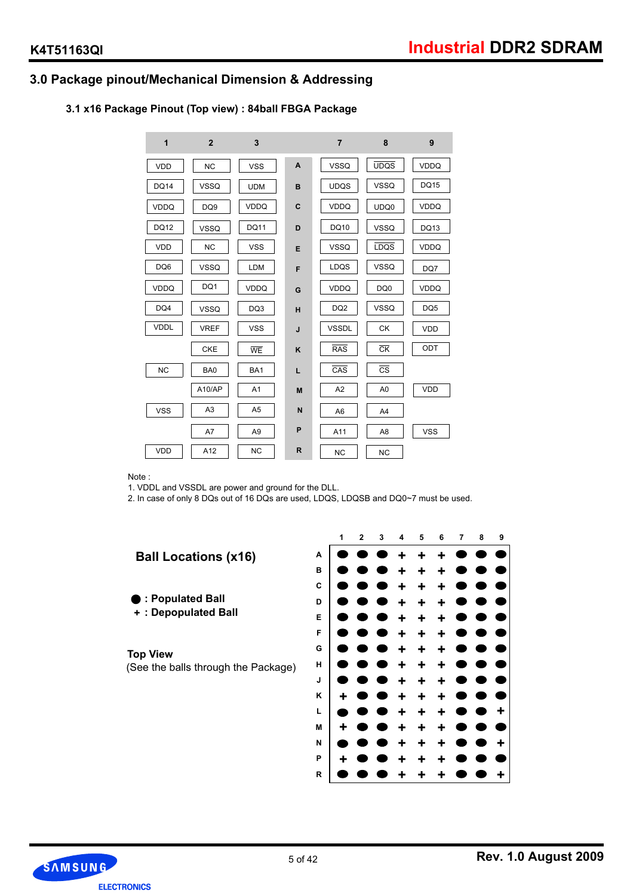## 3.0 Package pinout/Mechanical Dimension & Addressing

### 3.1 x16 Package Pinout (Top view) : 84ball FBGA Package

| 1 | 2 | 3 | | 7 | 8 | 9 |
|---|---|---|---|---|---|---|
| VDD | NC | VSS | A | VSSQ | $\overline{UDQS}$ | VDDQ |
| DQ14 | VSSQ | UDM | B | UDQS | VSSQ | DQ15 |
| VDDQ | DQ9 | VDDQ | C | VDDQ | UDQ0 | VDDQ |
| DQ12 | VSSQ | DQ11 | D | DQ10 | VSSQ | DQ13 |
| VDD | NC | VSS | E | VSSQ | $\overline{LDQS}$ | VDDQ |
| DQ6 | VSSQ | LDM | F | LDQS | VSSQ | DQ7 |
| VDDQ | DQ1 | VDDQ | G | VDDQ | DQ0 | VDDQ |
| DQ4 | VSSQ | DQ3 | H | DQ2 | VSSQ | DQ5 |
| VDDL | VREF | VSS | J | VSSDL | CK | VDD |
| | CKE | $\overline{WE}$ | K | $\overline{RAS}$ | $\overline{CK}$ | ODT |
| NC | BA0 | BA1 | L | $\overline{CAS}$ | $\overline{CS}$ | |
| | A10/AP | A1 | M | A2 | A0 | VDD |
| VSS | A3 | A5 | N | A6 | A4 | |
| | A7 | A9 | P | A11 | A8 | VSS |
| VDD | A12 | NC | R | NC | NC | |

Note :
1. VDDL and VSSDL are power and ground for the DLL.
2. In case of only 8 DQs out of 16 DQs are used, LDQS, LDQSB and DQ0~7 must be used.

**Ball Locations (x16)**

● : Populated Ball
+ : Depopulated Ball

**Top View**
(See the balls through the Package)

| | 1 | 2 | 3 | 4 | 5 | 6 | 7 | 8 | 9 |
|---|---|---|---|---|---|---|---|---|---|
| A | ● | ● | ● | + | + | + | ● | ● | ● |
| B | ● | ● | ● | + | + | + | ● | ● | ● |
| C | ● | ● | ● | + | + | + | ● | ● | ● |
| D | ● | ● | ● | + | + | + | ● | ● | ● |
| E | ● | ● | ● | + | + | + | ● | ● | ● |
| F | ● | ● | ● | + | + | + | ● | ● | ● |
| G | ● | ● | ● | + | + | + | ● | ● | ● |
| H | ● | ● | ● | + | + | + | ● | ● | ● |
| J | ● | ● | ● | + | + | + | ● | ● | ● |
| K | + | ● | ● | + | + | + | ● | ● | ● |
| L | ● | ● | ● | + | + | + | ● | ● | + |
| M | + | ● | ● | + | + | + | ● | ● | ● |
| N | ● | ● | ● | + | + | + | ● | ● | + |
| P | + | ● | ● | + | + | + | ● | ● | ● |
| R | ● | ● | ● | + | + | + | ● | ● | + |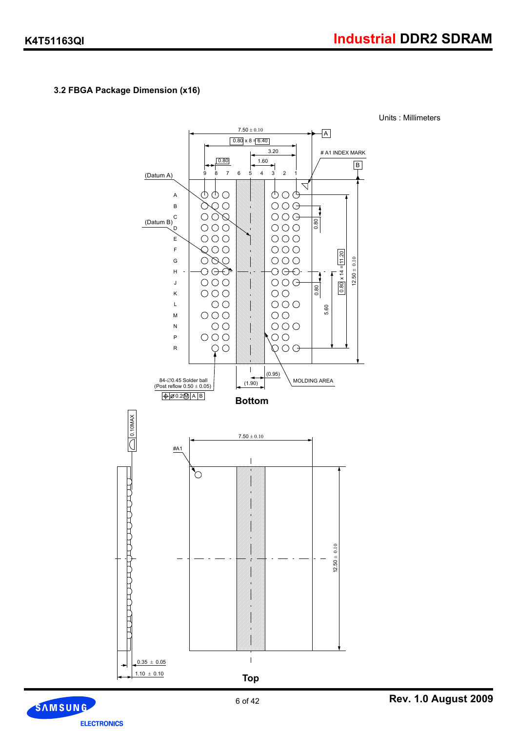## 3.2 FBGA Package Dimension (x16)

Units : Millimeters

7.50 ± 0.10

0.80 x 8 = 6.40

3.20

1.60

0.80

# A1 INDEX MARK

A

B

(Datum A)

(Datum B)

9 8 7 6 5 4 3 2 1

A B C D E F G H J K L M N P R

0.80

0.80

0.80 x 14 = 11.20

12.50 ± 0.10

5.60

84-∅0.45 Solder ball
(Post reflow 0.50 ± 0.05)

∅0.2Ⓜ A B

(0.95)

(1.90)

MOLDING AREA

**Bottom**

0.10MAX

#A1

7.50 ± 0.10

12.50 ± 0.10

0.35 ± 0.05

1.10 ± 0.10

**Top**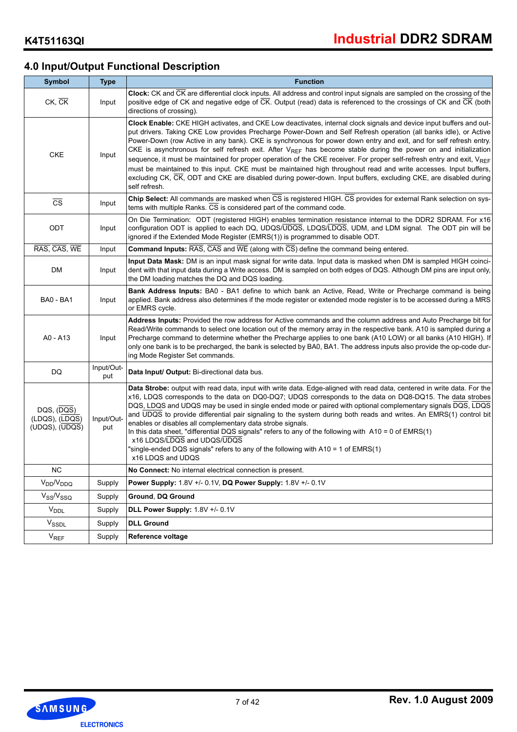## 4.0 Input/Output Functional Description

| Symbol | Type | Function |
|---|---|---|
| CK, $\overline{CK}$ | Input | **Clock:** CK and $\overline{CK}$ are differential clock inputs. All address and control input signals are sampled on the crossing of the positive edge of CK and negative edge of $\overline{CK}$. Output (read) data is referenced to the crossings of CK and $\overline{CK}$ (both directions of crossing). |
| CKE | Input | **Clock Enable:** CKE HIGH activates, and CKE Low deactivates, internal clock signals and device input buffers and output drivers. Taking CKE Low provides Precharge Power-Down and Self Refresh operation (all banks idle), or Active Power-Down (row Active in any bank). CKE is synchronous for power down entry and exit, and for self refresh entry. CKE is asynchronous for self refresh exit. After $V_{REF}$ has become stable during the power on and initialization sequence, it must be maintained for proper operation of the CKE receiver. For proper self-refresh entry and exit, $V_{REF}$ must be maintained to this input. CKE must be maintained high throughout read and write accesses. Input buffers, excluding CK, $\overline{CK}$, ODT and CKE are disabled during power-down. Input buffers, excluding CKE, are disabled during self refresh. |
| $\overline{CS}$ | Input | **Chip Select:** All commands are masked when $\overline{CS}$ is registered HIGH. $\overline{CS}$ provides for external Rank selection on systems with multiple Ranks. $\overline{CS}$ is considered part of the command code. |
| ODT | Input | On Die Termination: ODT (registered HIGH) enables termination resistance internal to the DDR2 SDRAM. For x16 configuration ODT is applied to each DQ, UDQS/$\overline{UDQS}$, LDQS/$\overline{LDQS}$, UDM, and LDM signal. The ODT pin will be ignored if the Extended Mode Register (EMRS(1)) is programmed to disable ODT. |
| $\overline{RAS}$, $\overline{CAS}$, $\overline{WE}$ | Input | **Command Inputs:** $\overline{RAS}$, $\overline{CAS}$ and $\overline{WE}$ (along with $\overline{CS}$) define the command being entered. |
| DM | Input | **Input Data Mask:** DM is an input mask signal for write data. Input data is masked when DM is sampled HIGH coincident with that input data during a Write access. DM is sampled on both edges of DQS. Although DM pins are input only, the DM loading matches the DQ and DQS loading. |
| BA0 - BA1 | Input | **Bank Address Inputs:** BA0 - BA1 define to which bank an Active, Read, Write or Precharge command is being applied. Bank address also determines if the mode register or extended mode register is to be accessed during a MRS or EMRS cycle. |
| A0 - A13 | Input | **Address Inputs:** Provided the row address for Active commands and the column address and Auto Precharge bit for Read/Write commands to select one location out of the memory array in the respective bank. A10 is sampled during a Precharge command to determine whether the Precharge applies to one bank (A10 LOW) or all banks (A10 HIGH). If only one bank is to be precharged, the bank is selected by BA0, BA1. The address inputs also provide the op-code during Mode Register Set commands. |
| DQ | Input/Output | **Data Input/ Output:** Bi-directional data bus. |
| DQS, ($\overline{DQS}$) (LDQS), ($\overline{LDQS}$) (UDQS), ($\overline{UDQS}$) | Input/Output | **Data Strobe:** output with read data, input with write data. Edge-aligned with read data, centered in write data. For the x16, LDQS corresponds to the data on DQ0-DQ7; UDQS corresponds to the data on DQ8-DQ15. The data strobes DQS, LDQS and UDQS may be used in single ended mode or paired with optional complementary signals $\overline{DQS}$, $\overline{LDQS}$ and $\overline{UDQS}$ to provide differential pair signaling to the system during both reads and writes. An EMRS(1) control bit enables or disables all complementary data strobe signals.<br>In this data sheet, "differential DQS signals" refers to any of the following with A10 = 0 of EMRS(1)<br>x16 LDQS/$\overline{LDQS}$ and UDQS/$\overline{UDQS}$<br>"single-ended DQS signals" refers to any of the following with A10 = 1 of EMRS(1)<br>x16 LDQS and UDQS |
| NC | | **No Connect:** No internal electrical connection is present. |
| $V_{DD}$/$V_{DDQ}$ | Supply | **Power Supply:** 1.8V +/- 0.1V, **DQ Power Supply:** 1.8V +/- 0.1V |
| $V_{SS}$/$V_{SSQ}$ | Supply | **Ground**, **DQ Ground** |
| $V_{DDL}$ | Supply | **DLL Power Supply:** 1.8V +/- 0.1V |
| $V_{SSDL}$ | Supply | **DLL Ground** |
| $V_{REF}$ | Supply | **Reference voltage** |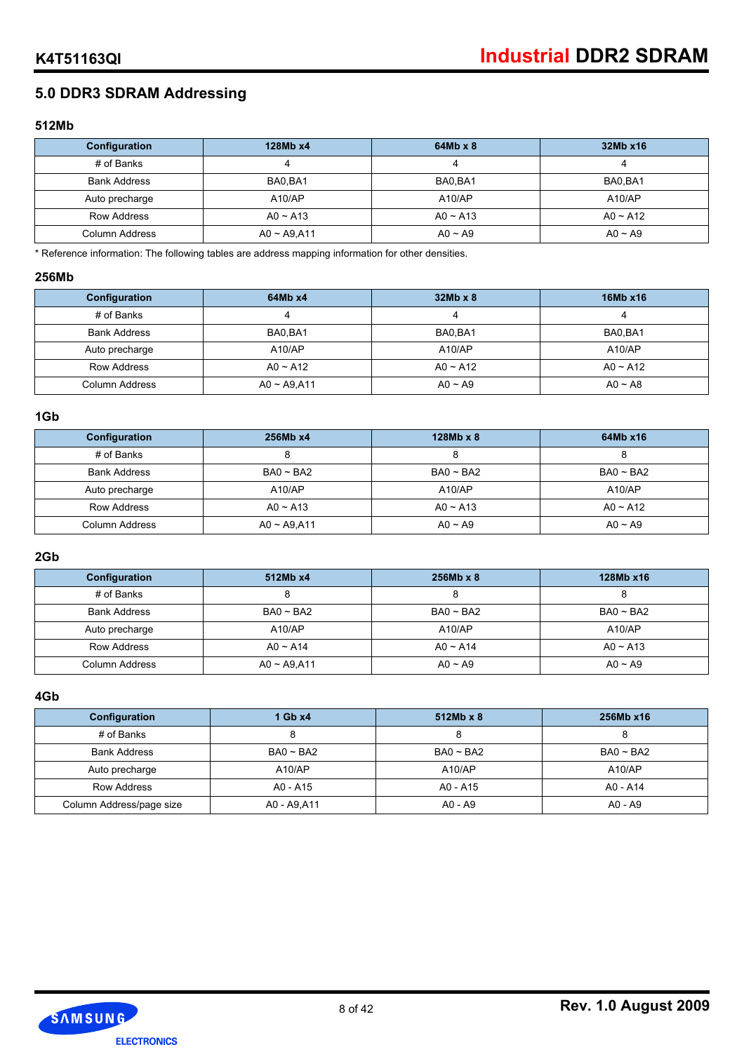## 5.0 DDR3 SDRAM Addressing

### 512Mb

| Configuration | 128Mb x4 | 64Mb x 8 | 32Mb x16 |
|---|---|---|---|
| # of Banks | 4 | 4 | 4 |
| Bank Address | BA0,BA1 | BA0,BA1 | BA0,BA1 |
| Auto precharge | A10/AP | A10/AP | A10/AP |
| Row Address | A0 ~ A13 | A0 ~ A13 | A0 ~ A12 |
| Column Address | A0 ~ A9,A11 | A0 ~ A9 | A0 ~ A9 |

* Reference information: The following tables are address mapping information for other densities.

### 256Mb

| Configuration | 64Mb x4 | 32Mb x 8 | 16Mb x16 |
|---|---|---|---|
| # of Banks | 4 | 4 | 4 |
| Bank Address | BA0,BA1 | BA0,BA1 | BA0,BA1 |
| Auto precharge | A10/AP | A10/AP | A10/AP |
| Row Address | A0 ~ A12 | A0 ~ A12 | A0 ~ A12 |
| Column Address | A0 ~ A9,A11 | A0 ~ A9 | A0 ~ A8 |

### 1Gb

| Configuration | 256Mb x4 | 128Mb x 8 | 64Mb x16 |
|---|---|---|---|
| # of Banks | 8 | 8 | 8 |
| Bank Address | BA0 ~ BA2 | BA0 ~ BA2 | BA0 ~ BA2 |
| Auto precharge | A10/AP | A10/AP | A10/AP |
| Row Address | A0 ~ A13 | A0 ~ A13 | A0 ~ A12 |
| Column Address | A0 ~ A9,A11 | A0 ~ A9 | A0 ~ A9 |

### 2Gb

| Configuration | 512Mb x4 | 256Mb x 8 | 128Mb x16 |
|---|---|---|---|
| # of Banks | 8 | 8 | 8 |
| Bank Address | BA0 ~ BA2 | BA0 ~ BA2 | BA0 ~ BA2 |
| Auto precharge | A10/AP | A10/AP | A10/AP |
| Row Address | A0 ~ A14 | A0 ~ A14 | A0 ~ A13 |
| Column Address | A0 ~ A9,A11 | A0 ~ A9 | A0 ~ A9 |

### 4Gb

| Configuration | 1 Gb x4 | 512Mb x 8 | 256Mb x16 |
|---|---|---|---|
| # of Banks | 8 | 8 | 8 |
| Bank Address | BA0 ~ BA2 | BA0 ~ BA2 | BA0 ~ BA2 |
| Auto precharge | A10/AP | A10/AP | A10/AP |
| Row Address | A0 - A15 | A0 - A15 | A0 - A14 |
| Column Address/page size | A0 - A9,A11 | A0 - A9 | A0 - A9 |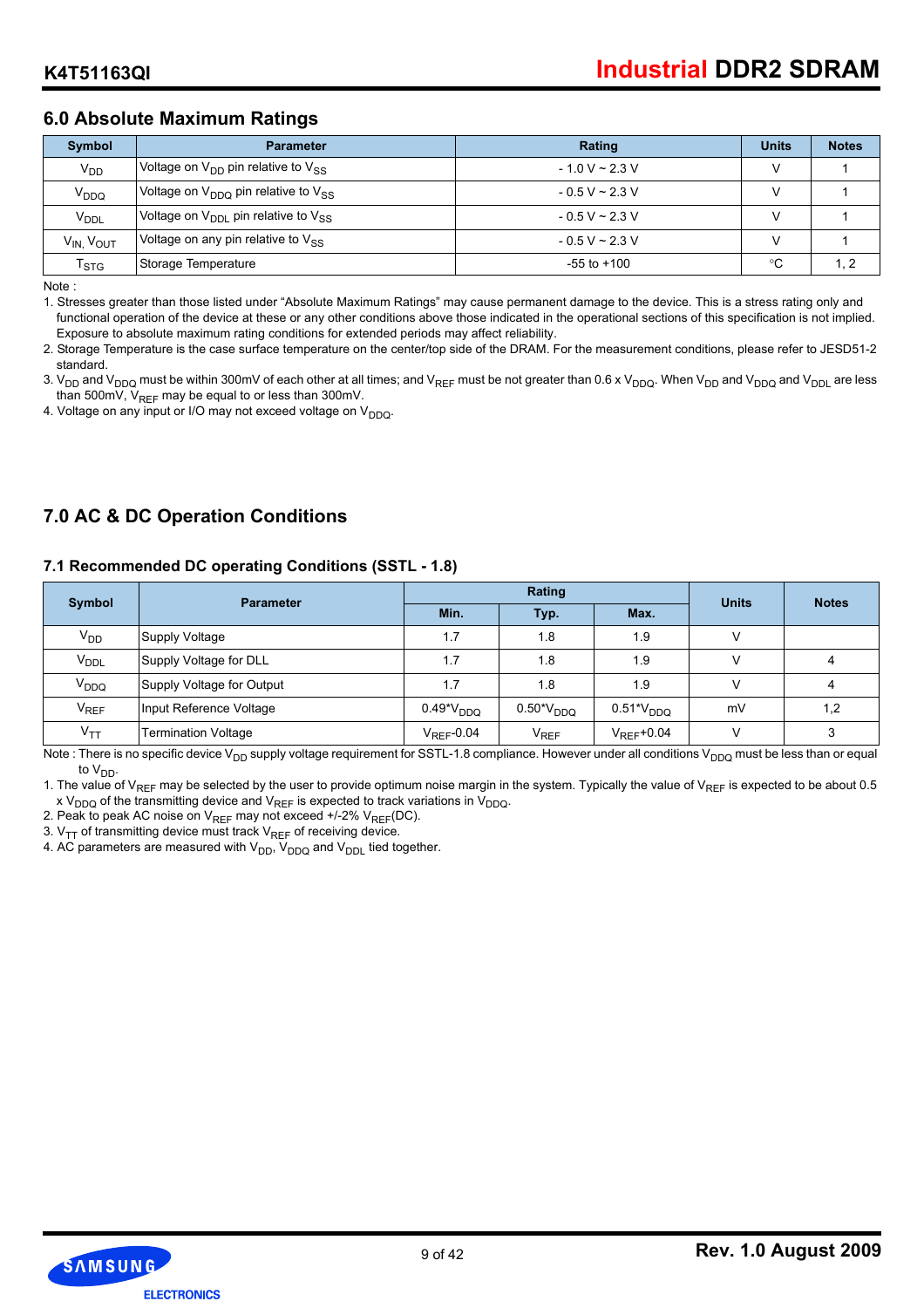## 6.0 Absolute Maximum Ratings

| Symbol | Parameter | Rating | Units | Notes |
|---|---|---|---|---|
| $V_{DD}$ | Voltage on $V_{DD}$ pin relative to $V_{SS}$ | - 1.0 V ~ 2.3 V | V | 1 |
| $V_{DDQ}$ | Voltage on $V_{DDQ}$ pin relative to $V_{SS}$ | - 0.5 V ~ 2.3 V | V | 1 |
| $V_{DDL}$ | Voltage on $V_{DDL}$ pin relative to $V_{SS}$ | - 0.5 V ~ 2.3 V | V | 1 |
| $V_{IN}$, $V_{OUT}$ | Voltage on any pin relative to $V_{SS}$ | - 0.5 V ~ 2.3 V | V | 1 |
| $T_{STG}$ | Storage Temperature | -55 to +100 | °C | 1, 2 |

Note :

1. Stresses greater than those listed under "Absolute Maximum Ratings" may cause permanent damage to the device. This is a stress rating only and functional operation of the device at these or any other conditions above those indicated in the operational sections of this specification is not implied. Exposure to absolute maximum rating conditions for extended periods may affect reliability.
2. Storage Temperature is the case surface temperature on the center/top side of the DRAM. For the measurement conditions, please refer to JESD51-2 standard.
3. $V_{DD}$ and $V_{DDQ}$ must be within 300mV of each other at all times; and $V_{REF}$ must be not greater than 0.6 x $V_{DDQ}$. When $V_{DD}$ and $V_{DDQ}$ and $V_{DDL}$ are less than 500mV, $V_{REF}$ may be equal to or less than 300mV.
4. Voltage on any input or I/O may not exceed voltage on $V_{DDQ}$.

## 7.0 AC & DC Operation Conditions

### 7.1 Recommended DC operating Conditions (SSTL - 1.8)

| Symbol | Parameter | Rating | | | Units | Notes |
|---|---|---|---|---|---|---|
| | | Min. | Typ. | Max. | | |
| $V_{DD}$ | Supply Voltage | 1.7 | 1.8 | 1.9 | V | |
| $V_{DDL}$ | Supply Voltage for DLL | 1.7 | 1.8 | 1.9 | V | 4 |
| $V_{DDQ}$ | Supply Voltage for Output | 1.7 | 1.8 | 1.9 | V | 4 |
| $V_{REF}$ | Input Reference Voltage | $0.49*V_{DDQ}$ | $0.50*V_{DDQ}$ | $0.51*V_{DDQ}$ | mV | 1,2 |
| $V_{TT}$ | Termination Voltage | $V_{REF}$-0.04 | $V_{REF}$ | $V_{REF}$+0.04 | V | 3 |

Note : There is no specific device $V_{DD}$ supply voltage requirement for SSTL-1.8 compliance. However under all conditions $V_{DDQ}$ must be less than or equal to $V_{DD}$.

1. The value of $V_{REF}$ may be selected by the user to provide optimum noise margin in the system. Typically the value of $V_{REF}$ is expected to be about 0.5 x $V_{DDQ}$ of the transmitting device and $V_{REF}$ is expected to track variations in $V_{DDQ}$.
2. Peak to peak AC noise on $V_{REF}$ may not exceed +/-2% $V_{REF}$(DC).
3. $V_{TT}$ of transmitting device must track $V_{REF}$ of receiving device.
4. AC parameters are measured with $V_{DD}$, $V_{DDQ}$ and $V_{DDL}$ tied together.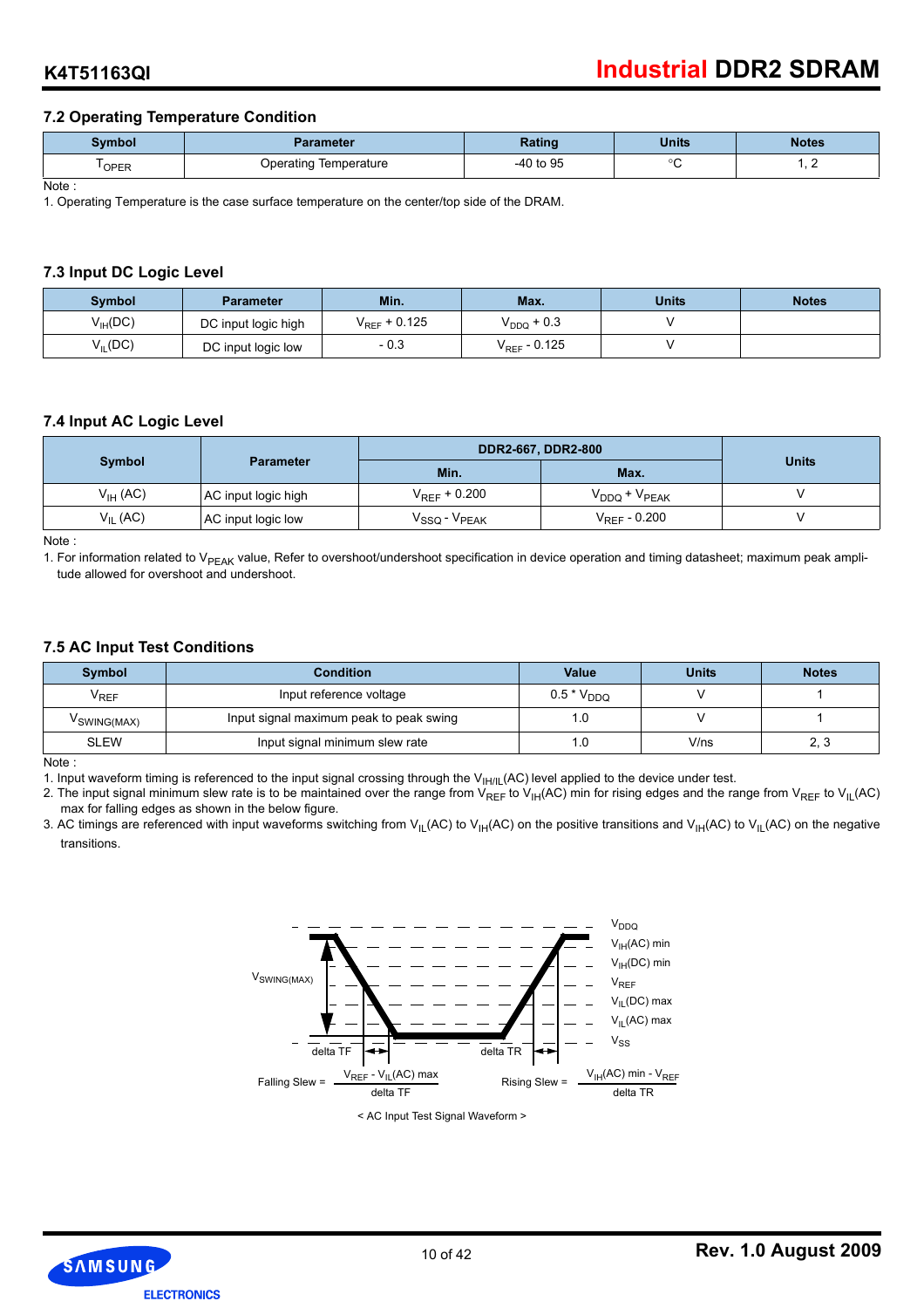## 7.2 Operating Temperature Condition

| Symbol | Parameter | Rating | Units | Notes |
|---|---|---|---|---|
| $T_{OPER}$ | Operating Temperature | -40 to 95 | °C | 1, 2 |

Note :

1. Operating Temperature is the case surface temperature on the center/top side of the DRAM.

## 7.3 Input DC Logic Level

| Symbol | Parameter | Min. | Max. | Units | Notes |
|---|---|---|---|---|---|
| $V_{IH}(DC)$ | DC input logic high | $V_{REF}$ + 0.125 | $V_{DDQ}$ + 0.3 | V | |
| $V_{IL}(DC)$ | DC input logic low | - 0.3 | $V_{REF}$ - 0.125 | V | |

## 7.4 Input AC Logic Level

| Symbol | Parameter | DDR2-667, DDR2-800 | | Units |
|---|---|---|---|---|
| | | Min. | Max. | |
| $V_{IH}$ (AC) | AC input logic high | $V_{REF}$ + 0.200 | $V_{DDQ}$ + $V_{PEAK}$ | V |
| $V_{IL}$ (AC) | AC input logic low | $V_{SSQ}$ - $V_{PEAK}$ | $V_{REF}$ - 0.200 | V |

Note :

1. For information related to $V_{PEAK}$ value, Refer to overshoot/undershoot specification in device operation and timing datasheet; maximum peak amplitude allowed for overshoot and undershoot.

## 7.5 AC Input Test Conditions

| Symbol | Condition | Value | Units | Notes |
|---|---|---|---|---|
| $V_{REF}$ | Input reference voltage | 0.5 * $V_{DDQ}$ | V | 1 |
| $V_{SWING(MAX)}$ | Input signal maximum peak to peak swing | 1.0 | V | 1 |
| SLEW | Input signal minimum slew rate | 1.0 | V/ns | 2, 3 |

Note :

1. Input waveform timing is referenced to the input signal crossing through the $V_{IH/IL}$(AC) level applied to the device under test.
2. The input signal minimum slew rate is to be maintained over the range from $V_{REF}$ to $V_{IH}$(AC) min for rising edges and the range from $V_{REF}$ to $V_{IL}$(AC) max for falling edges as shown in the below figure.
3. AC timings are referenced with input waveforms switching from $V_{IL}$(AC) to $V_{IH}$(AC) on the positive transitions and $V_{IH}$(AC) to $V_{IL}$(AC) on the negative transitions.

$V_{DDQ}$, $V_{IH}$(AC) min, $V_{IH}$(DC) min, $V_{REF}$, $V_{IL}$(DC) max, $V_{IL}$(AC) max, $V_{SS}$, $V_{SWING(MAX)}$, delta TF, delta TR

$$\text{Falling Slew} = \frac{V_{REF} - V_{IL}(AC)\ max}{\text{delta TF}} \qquad \text{Rising Slew} = \frac{V_{IH}(AC)\ min - V_{REF}}{\text{delta TR}}$$

< AC Input Test Signal Waveform >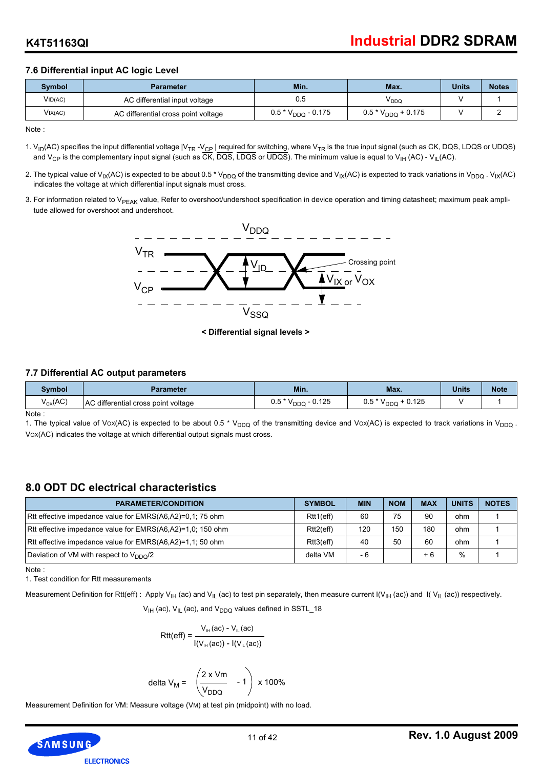### 7.6 Differential input AC logic Level

| Symbol | Parameter | Min. | Max. | Units | Notes |
|---|---|---|---|---|---|
| $V_{ID(AC)}$ | AC differential input voltage | 0.5 | $V_{DDQ}$ | V | 1 |
| $V_{IX(AC)}$ | AC differential cross point voltage | $0.5 * V_{DDQ} - 0.175$ | $0.5 * V_{DDQ} + 0.175$ | V | 2 |

Note :

1. $V_{ID}$(AC) specifies the input differential voltage $|V_{TR} - V_{CP}|$ required for switching, where $V_{TR}$ is the true input signal (such as CK, DQS, LDQS or UDQS) and $V_{CP}$ is the complementary input signal (such as $\overline{CK}$, $\overline{DQS}$, $\overline{LDQS}$ or $\overline{UDQS}$). The minimum value is equal to $V_{IH}$ (AC) - $V_{IL}$(AC).
2. The typical value of $V_{IX}$(AC) is expected to be about 0.5 * $V_{DDQ}$ of the transmitting device and $V_{IX}$(AC) is expected to track variations in $V_{DDQ}$ . $V_{IX}$(AC) indicates the voltage at which differential input signals must cross.
3. For information related to $V_{PEAK}$ value, Refer to overshoot/undershoot specification in device operation and timing datasheet; maximum peak amplitude allowed for overshoot and undershoot.

$V_{DDQ}$, $V_{TR}$, $V_{ID}$, Crossing point, $V_{CP}$, $V_{IX}$ or $V_{OX}$, $V_{SSQ}$

< Differential signal levels >

### 7.7 Differential AC output parameters

| Symbol | Parameter | Min. | Max. | Units | Note |
|---|---|---|---|---|---|
| $V_{OX}$(AC) | AC differential cross point voltage | $0.5 * V_{DDQ} - 0.125$ | $0.5 * V_{DDQ} + 0.125$ | V | 1 |

Note :

1. The typical value of $V_{OX}$(AC) is expected to be about 0.5 * $V_{DDQ}$ of the transmitting device and $V_{OX}$(AC) is expected to track variations in $V_{DDQ}$ . $V_{OX}$(AC) indicates the voltage at which differential output signals must cross.

## 8.0 ODT DC electrical characteristics

| PARAMETER/CONDITION | SYMBOL | MIN | NOM | MAX | UNITS | NOTES |
|---|---|---|---|---|---|---|
| Rtt effective impedance value for EMRS(A6,A2)=0,1; 75 ohm | Rtt1(eff) | 60 | 75 | 90 | ohm | 1 |
| Rtt effective impedance value for EMRS(A6,A2)=1,0; 150 ohm | Rtt2(eff) | 120 | 150 | 180 | ohm | 1 |
| Rtt effective impedance value for EMRS(A6,A2)=1,1; 50 ohm | Rtt3(eff) | 40 | 50 | 60 | ohm | 1 |
| Deviation of VM with respect to $V_{DDQ}/2$ | delta VM | - 6 | | + 6 | % | 1 |

Note :

1. Test condition for Rtt measurements

Measurement Definition for Rtt(eff) : Apply $V_{IH}$ (ac) and $V_{IL}$ (ac) to test pin separately, then measure current I($V_{IH}$ (ac)) and I( $V_{IL}$ (ac)) respectively.

$V_{IH}$ (ac), $V_{IL}$ (ac), and $V_{DDQ}$ values defined in SSTL_18

$$Rtt(eff) = \frac{V_{IH}(ac) - V_{IL}(ac)}{I(V_{IH}(ac)) - I(V_{IL}(ac))}$$

$$\text{delta } V_M = \left(\frac{2 \times Vm}{V_{DDQ}} - 1\right) \times 100\%$$

Measurement Definition for VM: Measure voltage ($V_M$) at test pin (midpoint) with no load.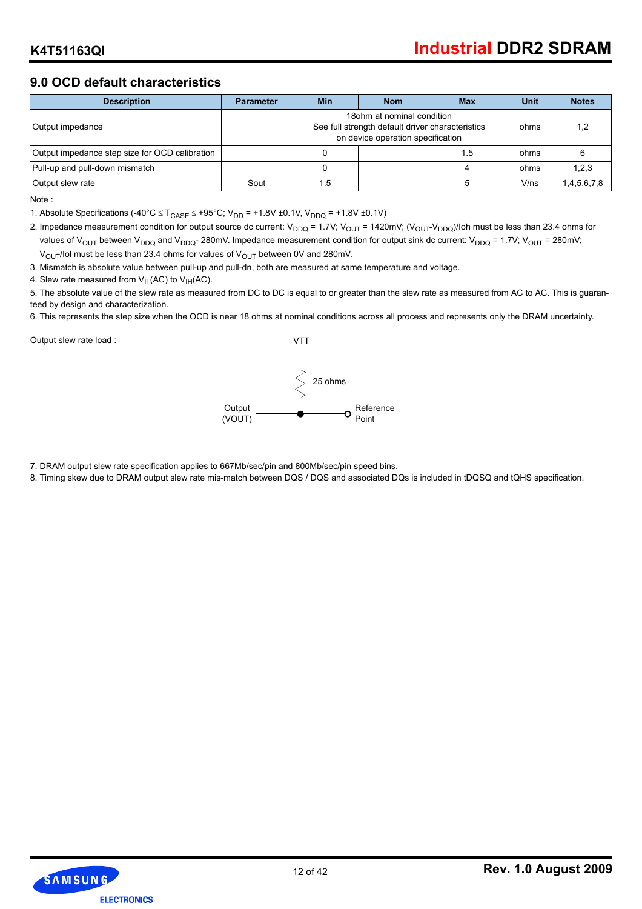## 9.0 OCD default characteristics

| Description | Parameter | Min | Nom | Max | Unit | Notes |
| --- | --- | --- | --- | --- | --- | --- |
| Output impedance | | 18ohm at nominal condition<br>See full strength default driver characteristics<br>on device operation specification | | | ohms | 1,2 |
| Output impedance step size for OCD calibration | | 0 | | 1.5 | ohms | 6 |
| Pull-up and pull-down mismatch | | 0 | | 4 | ohms | 1,2,3 |
| Output slew rate | Sout | 1.5 | | 5 | V/ns | 1,4,5,6,7,8 |

Note :

1. Absolute Specifications (-40°C ≤ $T_{CASE}$ ≤ +95°C; $V_{DD}$ = +1.8V ±0.1V, $V_{DDQ}$ = +1.8V ±0.1V)
2. Impedance measurement condition for output source dc current: $V_{DDQ}$ = 1.7V; $V_{OUT}$ = 1420mV; ($V_{OUT}$-$V_{DDQ}$)/Ioh must be less than 23.4 ohms for values of $V_{OUT}$ between $V_{DDQ}$ and $V_{DDQ}$- 280mV. Impedance measurement condition for output sink dc current: $V_{DDQ}$ = 1.7V; $V_{OUT}$ = 280mV; $V_{OUT}$/Iol must be less than 23.4 ohms for values of $V_{OUT}$ between 0V and 280mV.
3. Mismatch is absolute value between pull-up and pull-dn, both are measured at same temperature and voltage.
4. Slew rate measured from $V_{IL}$(AC) to $V_{IH}$(AC).
5. The absolute value of the slew rate as measured from DC to DC is equal to or greater than the slew rate as measured from AC to AC. This is guaranteed by design and characterization.
6. This represents the step size when the OCD is near 18 ohms at nominal conditions across all process and represents only the DRAM uncertainty.

Output slew rate load :

VTT

25 ohms

Output (VOUT) — Reference Point

7. DRAM output slew rate specification applies to 667Mb/sec/pin and 800Mb/sec/pin speed bins.
8. Timing skew due to DRAM output slew rate mis-match between DQS / $\overline{DQS}$ and associated DQs is included in tDQSQ and tQHS specification.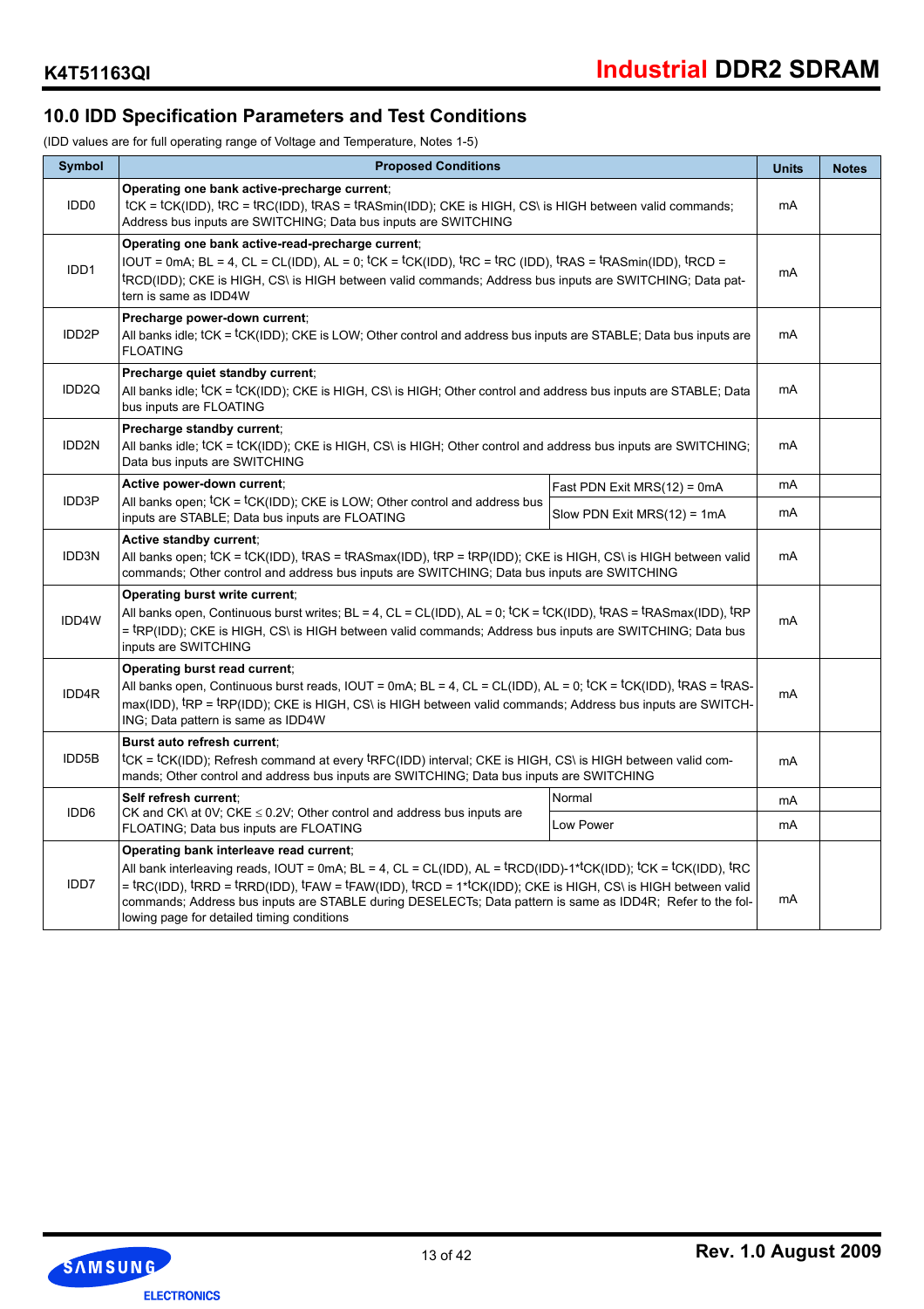## 10.0 IDD Specification Parameters and Test Conditions

(IDD values are for full operating range of Voltage and Temperature, Notes 1-5)

| Symbol | Proposed Conditions | | Units | Notes |
|---|---|---|---|---|
| IDD0 | **Operating one bank active-precharge current**; tCK = tCK(IDD), tRC = tRC(IDD), tRAS = tRASmin(IDD); CKE is HIGH, CS\ is HIGH between valid commands; Address bus inputs are SWITCHING; Data bus inputs are SWITCHING | | mA | |
| IDD1 | **Operating one bank active-read-precharge current**; IOUT = 0mA; BL = 4, CL = CL(IDD), AL = 0; tCK = tCK(IDD), tRC = tRC (IDD), tRAS = tRASmin(IDD), tRCD = tRCD(IDD); CKE is HIGH, CS\ is HIGH between valid commands; Address bus inputs are SWITCHING; Data pattern is same as IDD4W | | mA | |
| IDD2P | **Precharge power-down current**; All banks idle; tCK = tCK(IDD); CKE is LOW; Other control and address bus inputs are STABLE; Data bus inputs are FLOATING | | mA | |
| IDD2Q | **Precharge quiet standby current**; All banks idle; tCK = tCK(IDD); CKE is HIGH, CS\ is HIGH; Other control and address bus inputs are STABLE; Data bus inputs are FLOATING | | mA | |
| IDD2N | **Precharge standby current**; All banks idle; tCK = tCK(IDD); CKE is HIGH, CS\ is HIGH; Other control and address bus inputs are SWITCHING; Data bus inputs are SWITCHING | | mA | |
| IDD3P | **Active power-down current**; All banks open; tCK = tCK(IDD); CKE is LOW; Other control and address bus inputs are STABLE; Data bus inputs are FLOATING | Fast PDN Exit MRS(12) = 0mA | mA | |
| | | Slow PDN Exit MRS(12) = 1mA | mA | |
| IDD3N | **Active standby current**; All banks open; tCK = tCK(IDD), tRAS = tRASmax(IDD), tRP = tRP(IDD); CKE is HIGH, CS\ is HIGH between valid commands; Other control and address bus inputs are SWITCHING; Data bus inputs are SWITCHING | | mA | |
| IDD4W | **Operating burst write current**; All banks open, Continuous burst writes; BL = 4, CL = CL(IDD), AL = 0; tCK = tCK(IDD), tRAS = tRASmax(IDD), tRP = tRP(IDD); CKE is HIGH, CS\ is HIGH between valid commands; Address bus inputs are SWITCHING; Data bus inputs are SWITCHING | | mA | |
| IDD4R | **Operating burst read current**; All banks open, Continuous burst reads, IOUT = 0mA; BL = 4, CL = CL(IDD), AL = 0; tCK = tCK(IDD), tRAS = tRASmax(IDD), tRP = tRP(IDD); CKE is HIGH, CS\ is HIGH between valid commands; Address bus inputs are SWITCHING; Data pattern is same as IDD4W | | mA | |
| IDD5B | **Burst auto refresh current**; tCK = tCK(IDD); Refresh command at every tRFC(IDD) interval; CKE is HIGH, CS\ is HIGH between valid commands; Other control and address bus inputs are SWITCHING; Data bus inputs are SWITCHING | | mA | |
| IDD6 | **Self refresh current**; CK and CK\ at 0V; CKE $\leq$ 0.2V; Other control and address bus inputs are FLOATING; Data bus inputs are FLOATING | Normal | mA | |
| | | Low Power | mA | |
| IDD7 | **Operating bank interleave read current**; All bank interleaving reads, IOUT = 0mA; BL = 4, CL = CL(IDD), AL = tRCD(IDD)-1*tCK(IDD); tCK = tCK(IDD), tRC = tRC(IDD), tRRD = tRRD(IDD), tFAW = tFAW(IDD), tRCD = 1*tCK(IDD); CKE is HIGH, CS\ is HIGH between valid commands; Address bus inputs are STABLE during DESELECTs; Data pattern is same as IDD4R; Refer to the following page for detailed timing conditions | | mA | |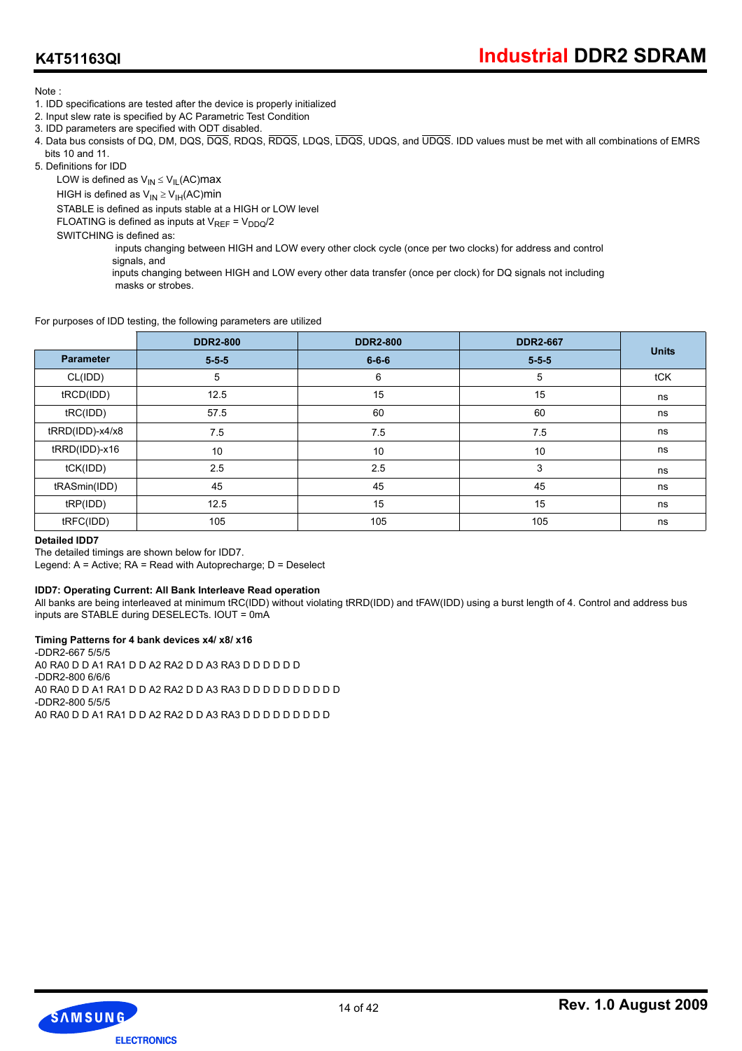Note :

1. IDD specifications are tested after the device is properly initialized
2. Input slew rate is specified by AC Parametric Test Condition
3. IDD parameters are specified with ODT disabled.
4. Data bus consists of DQ, DM, DQS, $\overline{DQS}$, RDQS, $\overline{RDQS}$, LDQS, $\overline{LDQS}$, UDQS, and $\overline{UDQS}$. IDD values must be met with all combinations of EMRS bits 10 and 11.
5. Definitions for IDD

   LOW is defined as $V_{IN} \leq V_{IL}(AC)max$

   HIGH is defined as $V_{IN} \geq V_{IH}(AC)min$

   STABLE is defined as inputs stable at a HIGH or LOW level

   FLOATING is defined as inputs at $V_{REF} = V_{DDQ}/2$

   SWITCHING is defined as:

   inputs changing between HIGH and LOW every other clock cycle (once per two clocks) for address and control signals, and

   inputs changing between HIGH and LOW every other data transfer (once per clock) for DQ signals not including masks or strobes.

For purposes of IDD testing, the following parameters are utilized

| | DDR2-800 | DDR2-800 | DDR2-667 | Units |
|---|---|---|---|---|
| Parameter | 5-5-5 | 6-6-6 | 5-5-5 | |
| CL(IDD) | 5 | 6 | 5 | tCK |
| tRCD(IDD) | 12.5 | 15 | 15 | ns |
| tRC(IDD) | 57.5 | 60 | 60 | ns |
| tRRD(IDD)-x4/x8 | 7.5 | 7.5 | 7.5 | ns |
| tRRD(IDD)-x16 | 10 | 10 | 10 | ns |
| tCK(IDD) | 2.5 | 2.5 | 3 | ns |
| tRASmin(IDD) | 45 | 45 | 45 | ns |
| tRP(IDD) | 12.5 | 15 | 15 | ns |
| tRFC(IDD) | 105 | 105 | 105 | ns |

**Detailed IDD7**

The detailed timings are shown below for IDD7.

Legend: A = Active; RA = Read with Autoprecharge; D = Deselect

**IDD7: Operating Current: All Bank Interleave Read operation**

All banks are being interleaved at minimum tRC(IDD) without violating tRRD(IDD) and tFAW(IDD) using a burst length of 4. Control and address bus inputs are STABLE during DESELECTs. IOUT = 0mA

**Timing Patterns for 4 bank devices x4/ x8/ x16**

-DDR2-667 5/5/5

A0 RA0 D D A1 RA1 D D A2 RA2 D D A3 RA3 D D D D D D

-DDR2-800 6/6/6

A0 RA0 D D A1 RA1 D D A2 RA2 D D A3 RA3 D D D D D D D D D D

-DDR2-800 5/5/5

A0 RA0 D D A1 RA1 D D A2 RA2 D D A3 RA3 D D D D D D D D D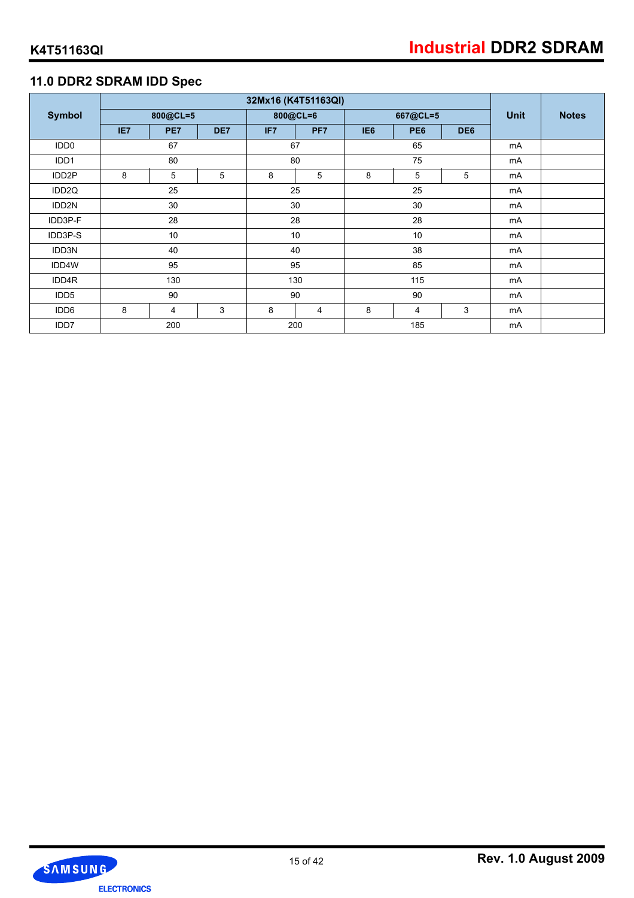## 11.0 DDR2 SDRAM IDD Spec

| Symbol | 32Mx16 (K4T51163QI) | | | | | | | | Unit | Notes |
|---|---|---|---|---|---|---|---|---|---|---|
| | 800@CL=5 | | | 800@CL=6 | | 667@CL=5 | | | | |
| | IE7 | PE7 | DE7 | IF7 | PF7 | IE6 | PE6 | DE6 | | |
| IDD0 | 67 | | | 67 | | 65 | | | mA | |
| IDD1 | 80 | | | 80 | | 75 | | | mA | |
| IDD2P | 8 | 5 | 5 | 8 | 5 | 8 | 5 | 5 | mA | |
| IDD2Q | 25 | | | 25 | | 25 | | | mA | |
| IDD2N | 30 | | | 30 | | 30 | | | mA | |
| IDD3P-F | 28 | | | 28 | | 28 | | | mA | |
| IDD3P-S | 10 | | | 10 | | 10 | | | mA | |
| IDD3N | 40 | | | 40 | | 38 | | | mA | |
| IDD4W | 95 | | | 95 | | 85 | | | mA | |
| IDD4R | 130 | | | 130 | | 115 | | | mA | |
| IDD5 | 90 | | | 90 | | 90 | | | mA | |
| IDD6 | 8 | 4 | 3 | 8 | 4 | 8 | 4 | 3 | mA | |
| IDD7 | 200 | | | 200 | | 185 | | | mA | |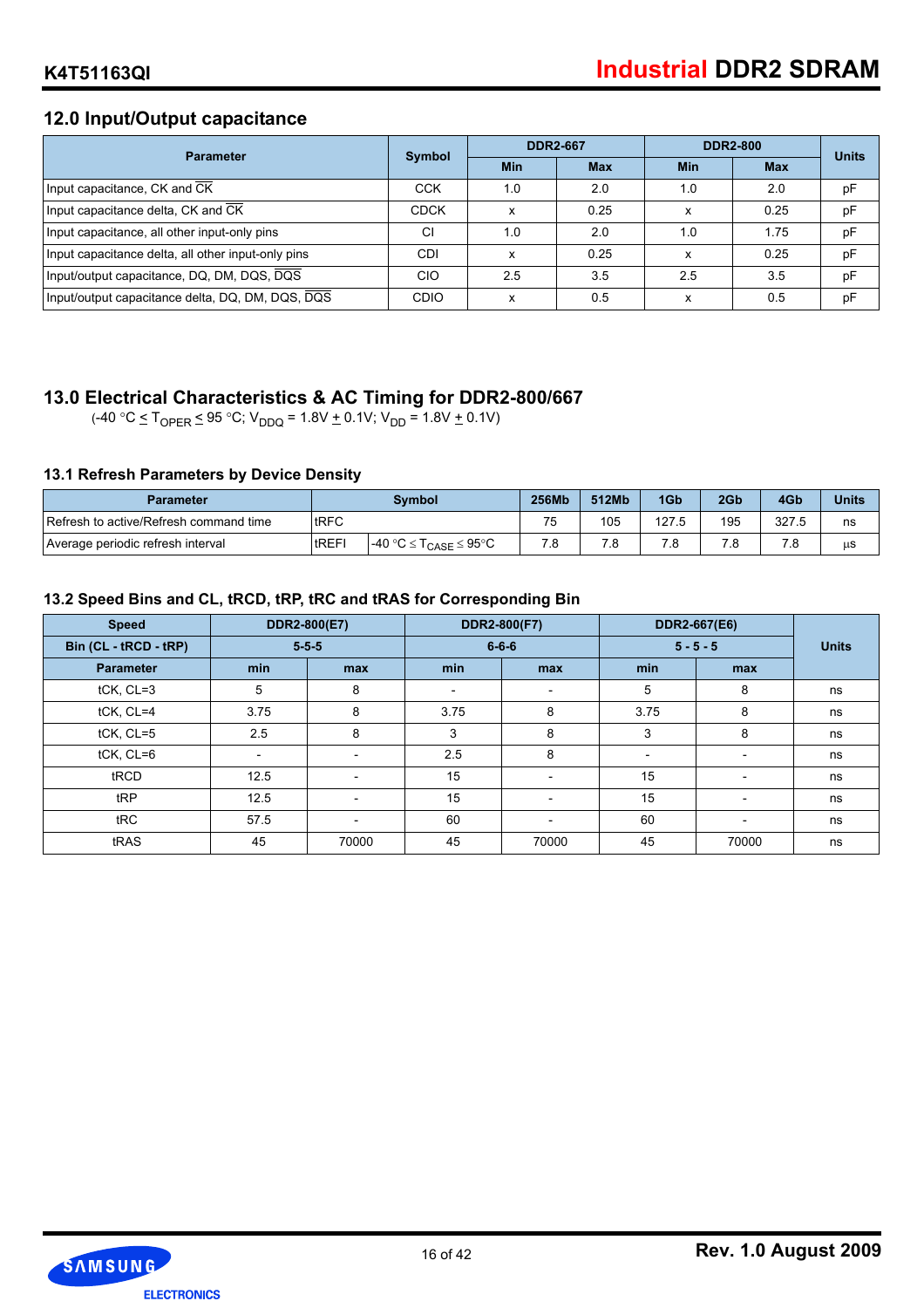## 12.0 Input/Output capacitance

| Parameter | Symbol | DDR2-667 | | DDR2-800 | | Units |
|---|---|---|---|---|---|---|
| | | Min | Max | Min | Max | |
| Input capacitance, CK and $\overline{CK}$ | CCK | 1.0 | 2.0 | 1.0 | 2.0 | pF |
| Input capacitance delta, CK and $\overline{CK}$ | CDCK | x | 0.25 | x | 0.25 | pF |
| Input capacitance, all other input-only pins | CI | 1.0 | 2.0 | 1.0 | 1.75 | pF |
| Input capacitance delta, all other input-only pins | CDI | x | 0.25 | x | 0.25 | pF |
| Input/output capacitance, DQ, DM, DQS, $\overline{DQS}$ | CIO | 2.5 | 3.5 | 2.5 | 3.5 | pF |
| Input/output capacitance delta, DQ, DM, DQS, $\overline{DQS}$ | CDIO | x | 0.5 | x | 0.5 | pF |

## 13.0 Electrical Characteristics & AC Timing for DDR2-800/667

(-40 °C $\leq T_{OPER} \leq$ 95 °C; $V_{DDQ}$ = 1.8V $\pm$ 0.1V; $V_{DD}$ = 1.8V $\pm$ 0.1V)

### 13.1 Refresh Parameters by Device Density

| Parameter | Symbol | | 256Mb | 512Mb | 1Gb | 2Gb | 4Gb | Units |
|---|---|---|---|---|---|---|---|---|
| Refresh to active/Refresh command time | tRFC | | 75 | 105 | 127.5 | 195 | 327.5 | ns |
| Average periodic refresh interval | tREFI | -40 °C $\leq T_{CASE} \leq$ 95°C | 7.8 | 7.8 | 7.8 | 7.8 | 7.8 | µs |

### 13.2 Speed Bins and CL, tRCD, tRP, tRC and tRAS for Corresponding Bin

| Speed | DDR2-800(E7) | | DDR2-800(F7) | | DDR2-667(E6) | | Units |
|---|---|---|---|---|---|---|---|
| Bin (CL - tRCD - tRP) | 5-5-5 | | 6-6-6 | | 5 - 5 - 5 | | |
| Parameter | min | max | min | max | min | max | |
| tCK, CL=3 | 5 | 8 | - | - | 5 | 8 | ns |
| tCK, CL=4 | 3.75 | 8 | 3.75 | 8 | 3.75 | 8 | ns |
| tCK, CL=5 | 2.5 | 8 | 3 | 8 | 3 | 8 | ns |
| tCK, CL=6 | - | - | 2.5 | 8 | - | - | ns |
| tRCD | 12.5 | - | 15 | - | 15 | - | ns |
| tRP | 12.5 | - | 15 | - | 15 | - | ns |
| tRC | 57.5 | - | 60 | - | 60 | - | ns |
| tRAS | 45 | 70000 | 45 | 70000 | 45 | 70000 | ns |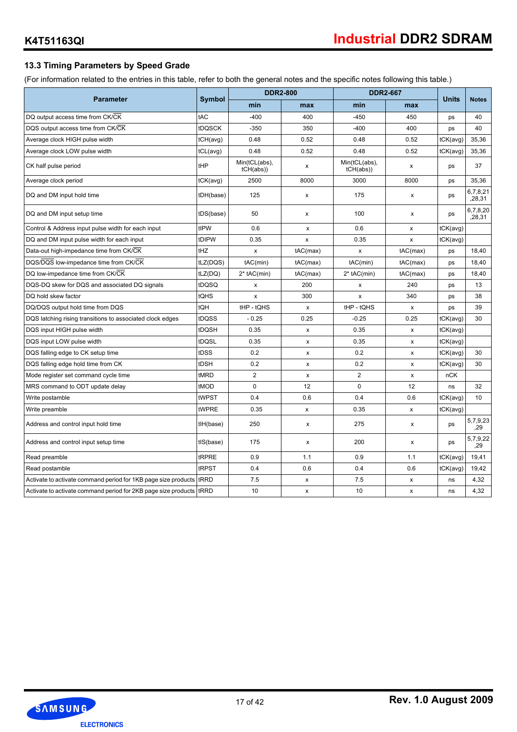## 13.3 Timing Parameters by Speed Grade

(For information related to the entries in this table, refer to both the general notes and the specific notes following this table.)

| Parameter | Symbol | DDR2-800 | | DDR2-667 | | Units | Notes |
|---|---|---|---|---|---|---|---|
| | | min | max | min | max | | |
| DQ output access time from CK/$\overline{CK}$ | tAC | -400 | 400 | -450 | 450 | ps | 40 |
| DQS output access time from CK/$\overline{CK}$ | tDQSCK | -350 | 350 | -400 | 400 | ps | 40 |
| Average clock HIGH pulse width | tCH(avg) | 0.48 | 0.52 | 0.48 | 0.52 | tCK(avg) | 35,36 |
| Average clock LOW pulse width | tCL(avg) | 0.48 | 0.52 | 0.48 | 0.52 | tCK(avg) | 35,36 |
| CK half pulse period | tHP | Min(tCL(abs), tCH(abs)) | x | Min(tCL(abs), tCH(abs)) | x | ps | 37 |
| Average clock period | tCK(avg) | 2500 | 8000 | 3000 | 8000 | ps | 35,36 |
| DQ and DM input hold time | tDH(base) | 125 | x | 175 | x | ps | 6,7,8,21,28,31 |
| DQ and DM input setup time | tDS(base) | 50 | x | 100 | x | ps | 6,7,8,20,28,31 |
| Control & Address input pulse width for each input | tIPW | 0.6 | x | 0.6 | x | tCK(avg) | |
| DQ and DM input pulse width for each input | tDIPW | 0.35 | x | 0.35 | x | tCK(avg) | |
| Data-out high-impedance time from CK/$\overline{CK}$ | tHZ | x | tAC(max) | x | tAC(max) | ps | 18,40 |
| DQS/$\overline{DQS}$ low-impedance time from CK/$\overline{CK}$ | tLZ(DQS) | tAC(min) | tAC(max) | tAC(min) | tAC(max) | ps | 18,40 |
| DQ low-impedance time from CK/$\overline{CK}$ | tLZ(DQ) | 2* tAC(min) | tAC(max) | 2* tAC(min) | tAC(max) | ps | 18,40 |
| DQS-DQ skew for DQS and associated DQ signals | tDQSQ | x | 200 | x | 240 | ps | 13 |
| DQ hold skew factor | tQHS | x | 300 | x | 340 | ps | 38 |
| DQ/DQS output hold time from DQS | tQH | tHP - tQHS | x | tHP - tQHS | x | ps | 39 |
| DQS latching rising transitions to associated clock edges | tDQSS | - 0.25 | 0.25 | -0.25 | 0.25 | tCK(avg) | 30 |
| DQS input HIGH pulse width | tDQSH | 0.35 | x | 0.35 | x | tCK(avg) | |
| DQS input LOW pulse width | tDQSL | 0.35 | x | 0.35 | x | tCK(avg) | |
| DQS falling edge to CK setup time | tDSS | 0.2 | x | 0.2 | x | tCK(avg) | 30 |
| DQS falling edge hold time from CK | tDSH | 0.2 | x | 0.2 | x | tCK(avg) | 30 |
| Mode register set command cycle time | tMRD | 2 | x | 2 | x | nCK | |
| MRS command to ODT update delay | tMOD | 0 | 12 | 0 | 12 | ns | 32 |
| Write postamble | tWPST | 0.4 | 0.6 | 0.4 | 0.6 | tCK(avg) | 10 |
| Write preamble | tWPRE | 0.35 | x | 0.35 | x | tCK(avg) | |
| Address and control input hold time | tIH(base) | 250 | x | 275 | x | ps | 5,7,9,23,29 |
| Address and control input setup time | tIS(base) | 175 | x | 200 | x | ps | 5,7,9,22,29 |
| Read preamble | tRPRE | 0.9 | 1.1 | 0.9 | 1.1 | tCK(avg) | 19,41 |
| Read postamble | tRPST | 0.4 | 0.6 | 0.4 | 0.6 | tCK(avg) | 19,42 |
| Activate to activate command period for 1KB page size products | tRRD | 7.5 | x | 7.5 | x | ns | 4,32 |
| Activate to activate command period for 2KB page size products | tRRD | 10 | x | 10 | x | ns | 4,32 |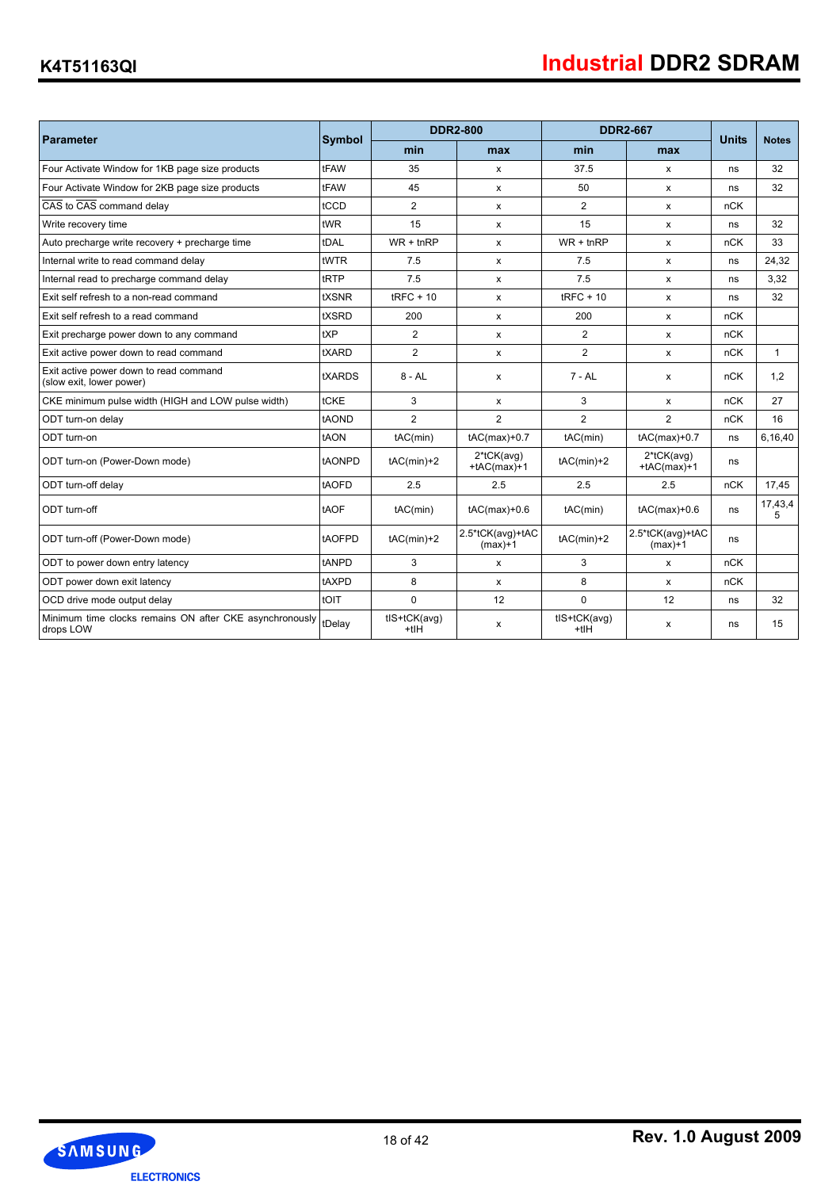| Parameter | Symbol | DDR2-800 | | DDR2-667 | | Units | Notes |
|---|---|---|---|---|---|---|---|
| | | min | max | min | max | | |
| Four Activate Window for 1KB page size products | tFAW | 35 | x | 37.5 | x | ns | 32 |
| Four Activate Window for 2KB page size products | tFAW | 45 | x | 50 | x | ns | 32 |
| CAS to CAS command delay | tCCD | 2 | x | 2 | x | nCK | |
| Write recovery time | tWR | 15 | x | 15 | x | ns | 32 |
| Auto precharge write recovery + precharge time | tDAL | WR + tnRP | x | WR + tnRP | x | nCK | 33 |
| Internal write to read command delay | tWTR | 7.5 | x | 7.5 | x | ns | 24,32 |
| Internal read to precharge command delay | tRTP | 7.5 | x | 7.5 | x | ns | 3,32 |
| Exit self refresh to a non-read command | tXSNR | tRFC + 10 | x | tRFC + 10 | x | ns | 32 |
| Exit self refresh to a read command | tXSRD | 200 | x | 200 | x | nCK | |
| Exit precharge power down to any command | tXP | 2 | x | 2 | x | nCK | |
| Exit active power down to read command | tXARD | 2 | x | 2 | x | nCK | 1 |
| Exit active power down to read command (slow exit, lower power) | tXARDS | 8 - AL | x | 7 - AL | x | nCK | 1,2 |
| CKE minimum pulse width (HIGH and LOW pulse width) | tCKE | 3 | x | 3 | x | nCK | 27 |
| ODT turn-on delay | tAOND | 2 | 2 | 2 | 2 | nCK | 16 |
| ODT turn-on | tAON | tAC(min) | tAC(max)+0.7 | tAC(min) | tAC(max)+0.7 | ns | 6,16,40 |
| ODT turn-on (Power-Down mode) | tAONPD | tAC(min)+2 | 2*tCK(avg) +tAC(max)+1 | tAC(min)+2 | 2*tCK(avg) +tAC(max)+1 | ns | |
| ODT turn-off delay | tAOFD | 2.5 | 2.5 | 2.5 | 2.5 | nCK | 17,45 |
| ODT turn-off | tAOF | tAC(min) | tAC(max)+0.6 | tAC(min) | tAC(max)+0.6 | ns | 17,43,45 |
| ODT turn-off (Power-Down mode) | tAOFPD | tAC(min)+2 | 2.5*tCK(avg)+tAC (max)+1 | tAC(min)+2 | 2.5*tCK(avg)+tAC (max)+1 | ns | |
| ODT to power down entry latency | tANPD | 3 | x | 3 | x | nCK | |
| ODT power down exit latency | tAXPD | 8 | x | 8 | x | nCK | |
| OCD drive mode output delay | tOIT | 0 | 12 | 0 | 12 | ns | 32 |
| Minimum time clocks remains ON after CKE asynchronously drops LOW | tDelay | tIS+tCK(avg) +tIH | x | tIS+tCK(avg) +tIH | x | ns | 15 |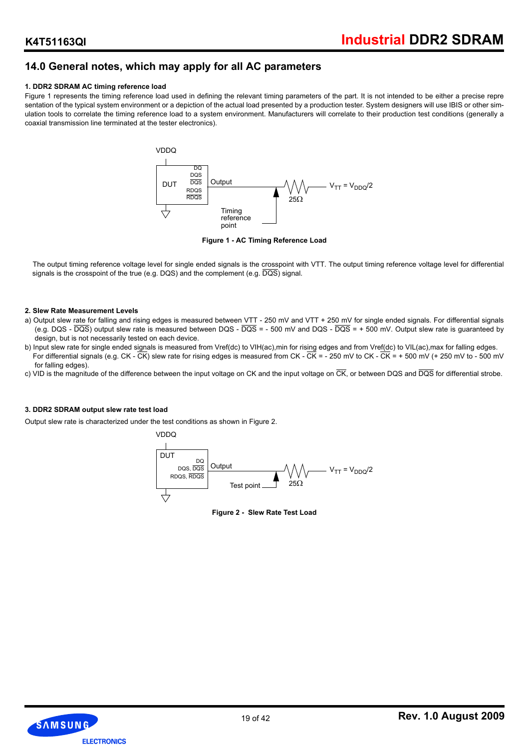## 14.0 General notes, which may apply for all AC parameters

**1. DDR2 SDRAM AC timing reference load**

Figure 1 represents the timing reference load used in defining the relevant timing parameters of the part. It is not intended to be either a precise representation of the typical system environment or a depiction of the actual load presented by a production tester. System designers will use IBIS or other simulation tools to correlate the timing reference load to a system environment. Manufacturers will correlate to their production test conditions (generally a coaxial transmission line terminated at the tester electronics).

VDDQ

DUT — DQ, DQS, $\overline{DQS}$, RDQS, $\overline{RDQS}$ — Output — 25Ω — $V_{TT} = V_{DDQ}/2$

Timing reference point

**Figure 1 - AC Timing Reference Load**

The output timing reference voltage level for single ended signals is the crosspoint with VTT. The output timing reference voltage level for differential signals is the crosspoint of the true (e.g. DQS) and the complement (e.g. $\overline{DQS}$) signal.

**2. Slew Rate Measurement Levels**

a) Output slew rate for falling and rising edges is measured between VTT - 250 mV and VTT + 250 mV for single ended signals. For differential signals (e.g. DQS - $\overline{DQS}$) output slew rate is measured between DQS - $\overline{DQS}$ = - 500 mV and DQS - $\overline{DQS}$ = + 500 mV. Output slew rate is guaranteed by design, but is not necessarily tested on each device.

b) Input slew rate for single ended signals is measured from Vref(dc) to VIH(ac),min for rising edges and from Vref(dc) to VIL(ac),max for falling edges. For differential signals (e.g. CK - $\overline{CK}$) slew rate for rising edges is measured from CK - $\overline{CK}$ = - 250 mV to CK - $\overline{CK}$ = + 500 mV (+ 250 mV to - 500 mV for falling edges).

c) VID is the magnitude of the difference between the input voltage on CK and the input voltage on $\overline{CK}$, or between DQS and $\overline{DQS}$ for differential strobe.

**3. DDR2 SDRAM output slew rate test load**

Output slew rate is characterized under the test conditions as shown in Figure 2.

VDDQ

DUT — DQ, DQS, $\overline{DQS}$, RDQS, $\overline{RDQS}$ — Output — 25Ω — $V_{TT} = V_{DDQ}/2$

Test point

**Figure 2 - Slew Rate Test Load**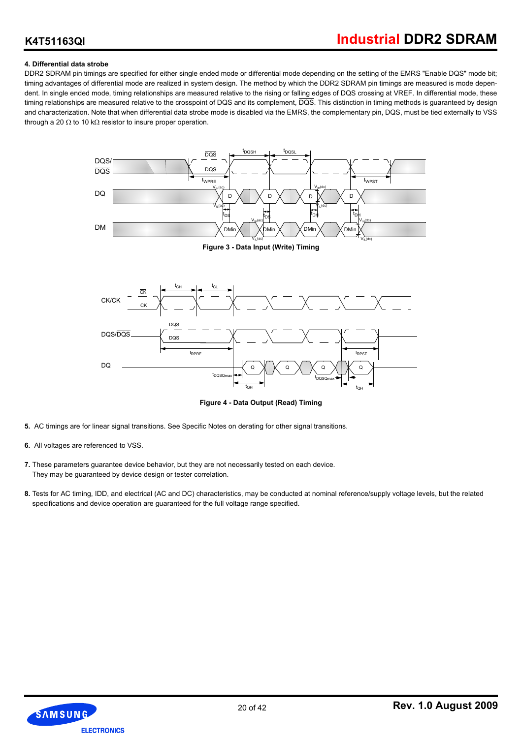**4. Differential data strobe**

DDR2 SDRAM pin timings are specified for either single ended mode or differential mode depending on the setting of the EMRS "Enable DQS" mode bit; timing advantages of differential mode are realized in system design. The method by which the DDR2 SDRAM pin timings are measured is mode dependent. In single ended mode, timing relationships are measured relative to the rising or falling edges of DQS crossing at VREF. In differential mode, these timing relationships are measured relative to the crosspoint of DQS and its complement, $\overline{DQS}$. This distinction in timing methods is guaranteed by design and characterization. Note that when differential data strobe mode is disabled via the EMRS, the complementary pin, $\overline{DQS}$, must be tied externally to VSS through a 20 Ω to 10 kΩ resistor to insure proper operation.

**Figure 3 - Data Input (Write) Timing**

**Figure 4 - Data Output (Read) Timing**

**5.** AC timings are for linear signal transitions. See Specific Notes on derating for other signal transitions.

**6.** All voltages are referenced to VSS.

**7.** These parameters guarantee device behavior, but they are not necessarily tested on each device. They may be guaranteed by device design or tester correlation.

**8.** Tests for AC timing, IDD, and electrical (AC and DC) characteristics, may be conducted at nominal reference/supply voltage levels, but the related specifications and device operation are guaranteed for the full voltage range specified.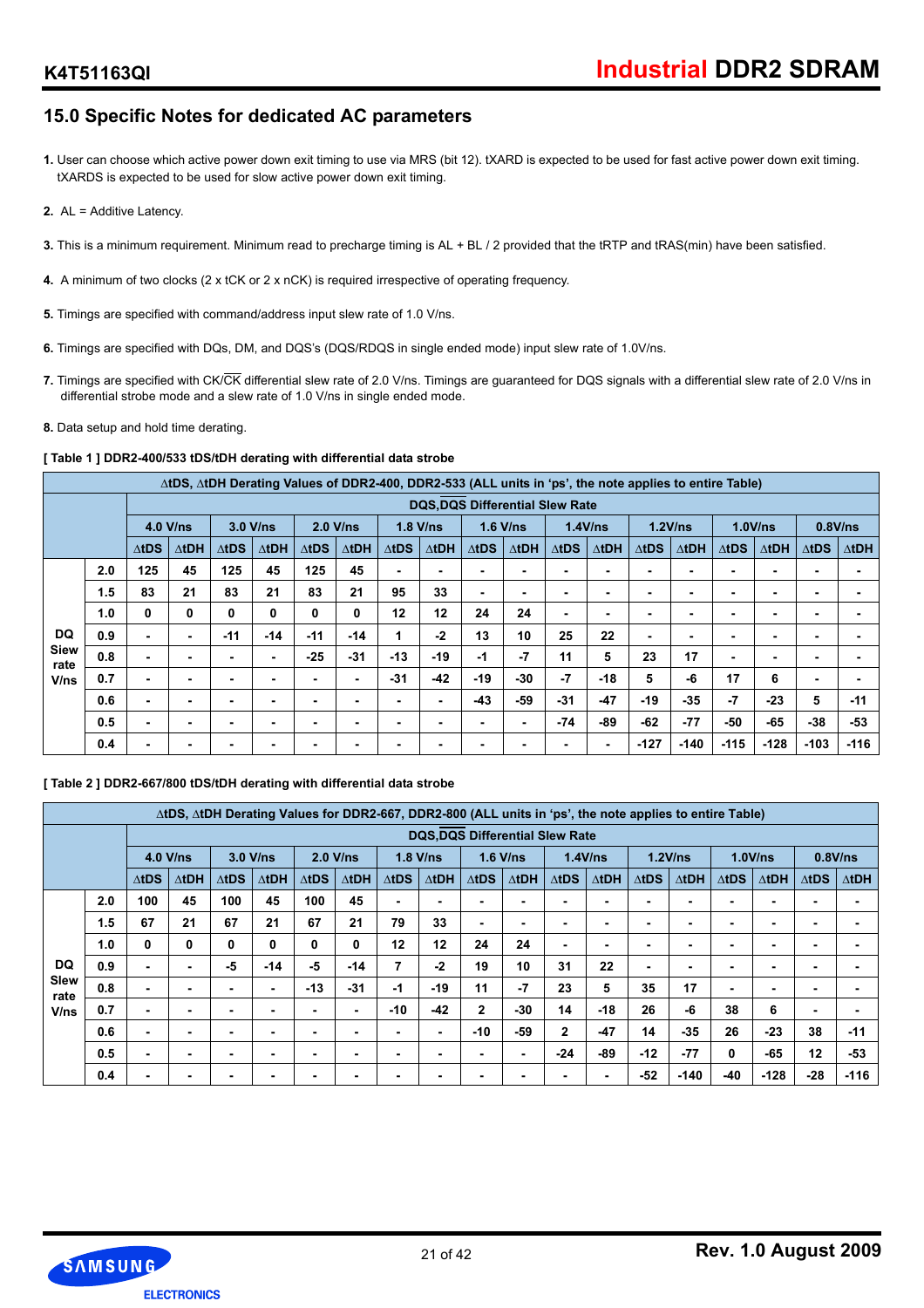## 15.0 Specific Notes for dedicated AC parameters

**1.** User can choose which active power down exit timing to use via MRS (bit 12). tXARD is expected to be used for fast active power down exit timing. tXARDS is expected to be used for slow active power down exit timing.

**2.** AL = Additive Latency.

**3.** This is a minimum requirement. Minimum read to precharge timing is AL + BL / 2 provided that the tRTP and tRAS(min) have been satisfied.

**4.** A minimum of two clocks (2 x tCK or 2 x nCK) is required irrespective of operating frequency.

**5.** Timings are specified with command/address input slew rate of 1.0 V/ns.

**6.** Timings are specified with DQs, DM, and DQS's (DQS/RDQS in single ended mode) input slew rate of 1.0V/ns.

**7.** Timings are specified with CK/$\overline{CK}$ differential slew rate of 2.0 V/ns. Timings are guaranteed for DQS signals with a differential slew rate of 2.0 V/ns in differential strobe mode and a slew rate of 1.0 V/ns in single ended mode.

**8.** Data setup and hold time derating.

**[ Table 1 ] DDR2-400/533 tDS/tDH derating with differential data strobe**

| ΔtDS, ΔtDH Derating Values of DDR2-400, DDR2-533 (ALL units in 'ps', the note applies to entire Table) | | | | | | | | | | | | | | | | | | | |
|---|---|---|---|---|---|---|---|---|---|---|---|---|---|---|---|---|---|---|---|
| | | DQS,$\overline{DQS}$ Differential Slew Rate | | | | | | | | | | | | | | | | | |
| | | 4.0 V/ns | | 3.0 V/ns | | 2.0 V/ns | | 1.8 V/ns | | 1.6 V/ns | | 1.4V/ns | | 1.2V/ns | | 1.0V/ns | | 0.8V/ns | |
| | | ΔtDS | ΔtDH | ΔtDS | ΔtDH | ΔtDS | ΔtDH | ΔtDS | ΔtDH | ΔtDS | ΔtDH | ΔtDS | ΔtDH | ΔtDS | ΔtDH | ΔtDS | ΔtDH | ΔtDS | ΔtDH |
| DQ Slew rate V/ns | 2.0 | 125 | 45 | 125 | 45 | 125 | 45 | - | - | - | - | - | - | - | - | - | - | - | - |
| | 1.5 | 83 | 21 | 83 | 21 | 83 | 21 | 95 | 33 | - | - | - | - | - | - | - | - | - | - |
| | 1.0 | 0 | 0 | 0 | 0 | 0 | 0 | 12 | 12 | 24 | 24 | - | - | - | - | - | - | - | - |
| | 0.9 | - | - | -11 | -14 | -11 | -14 | 1 | -2 | 13 | 10 | 25 | 22 | - | - | - | - | - | - |
| | 0.8 | - | - | - | - | -25 | -31 | -13 | -19 | -1 | -7 | 11 | 5 | 23 | 17 | - | - | - | - |
| | 0.7 | - | - | - | - | - | - | -31 | -42 | -19 | -30 | -7 | -18 | 5 | -6 | 17 | 6 | - | - |
| | 0.6 | - | - | - | - | - | - | - | - | -43 | -59 | -31 | -47 | -19 | -35 | -7 | -23 | 5 | -11 |
| | 0.5 | - | - | - | - | - | - | - | - | - | - | -74 | -89 | -62 | -77 | -50 | -65 | -38 | -53 |
| | 0.4 | - | - | - | - | - | - | - | - | - | - | - | - | -127 | -140 | -115 | -128 | -103 | -116 |

**[ Table 2 ] DDR2-667/800 tDS/tDH derating with differential data strobe**

| ΔtDS, ΔtDH Derating Values for DDR2-667, DDR2-800 (ALL units in 'ps', the note applies to entire Table) | | | | | | | | | | | | | | | | | | | |
|---|---|---|---|---|---|---|---|---|---|---|---|---|---|---|---|---|---|---|---|
| | | DQS,$\overline{DQS}$ Differential Slew Rate | | | | | | | | | | | | | | | | | |
| | | 4.0 V/ns | | 3.0 V/ns | | 2.0 V/ns | | 1.8 V/ns | | 1.6 V/ns | | 1.4V/ns | | 1.2V/ns | | 1.0V/ns | | 0.8V/ns | |
| | | ΔtDS | ΔtDH | ΔtDS | ΔtDH | ΔtDS | ΔtDH | ΔtDS | ΔtDH | ΔtDS | ΔtDH | ΔtDS | ΔtDH | ΔtDS | ΔtDH | ΔtDS | ΔtDH | ΔtDS | ΔtDH |
| DQ Slew rate V/ns | 2.0 | 100 | 45 | 100 | 45 | 100 | 45 | - | - | - | - | - | - | - | - | - | - | - | - |
| | 1.5 | 67 | 21 | 67 | 21 | 67 | 21 | 79 | 33 | - | - | - | - | - | - | - | - | - | - |
| | 1.0 | 0 | 0 | 0 | 0 | 0 | 0 | 12 | 12 | 24 | 24 | - | - | - | - | - | - | - | - |
| | 0.9 | - | - | -5 | -14 | -5 | -14 | 7 | -2 | 19 | 10 | 31 | 22 | - | - | - | - | - | - |
| | 0.8 | - | - | - | - | -13 | -31 | -1 | -19 | 11 | -7 | 23 | 5 | 35 | 17 | - | - | - | - |
| | 0.7 | - | - | - | - | - | - | -10 | -42 | 2 | -30 | 14 | -18 | 26 | -6 | 38 | 6 | - | - |
| | 0.6 | - | - | - | - | - | - | - | - | -10 | -59 | 2 | -47 | 14 | -35 | 26 | -23 | 38 | -11 |
| | 0.5 | - | - | - | - | - | - | - | - | - | - | -24 | -89 | -12 | -77 | 0 | -65 | 12 | -53 |
| | 0.4 | - | - | - | - | - | - | - | - | - | - | - | - | -52 | -140 | -40 | -128 | -28 | -116 |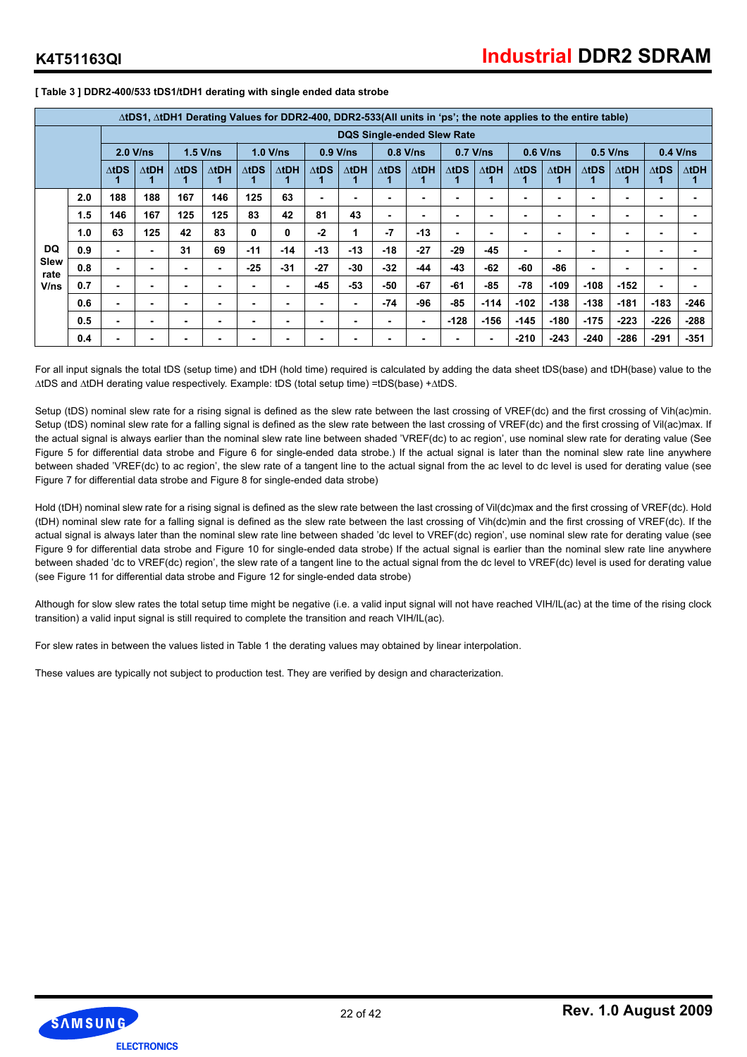**[ Table 3 ] DDR2-400/533 tDS1/tDH1 derating with single ended data strobe**

| ΔtDS1, ΔtDH1 Derating Values for DDR2-400, DDR2-533(All units in 'ps'; the note applies to the entire table) | | | | | | | | | | | | | | | | | | | |
|---|---|---|---|---|---|---|---|---|---|---|---|---|---|---|---|---|---|---|---|
| | | DQS Single-ended Slew Rate | | | | | | | | | | | | | | | | | |
| | | 2.0 V/ns | | 1.5 V/ns | | 1.0 V/ns | | 0.9 V/ns | | 0.8 V/ns | | 0.7 V/ns | | 0.6 V/ns | | 0.5 V/ns | | 0.4 V/ns | |
| | | ΔtDS1 | ΔtDH1 | ΔtDS1 | ΔtDH1 | ΔtDS1 | ΔtDH1 | ΔtDS1 | ΔtDH1 | ΔtDS1 | ΔtDH1 | ΔtDS1 | ΔtDH1 | ΔtDS1 | ΔtDH1 | ΔtDS1 | ΔtDH1 | ΔtDS1 | ΔtDH1 |
| DQ Slew rate V/ns | 2.0 | 188 | 188 | 167 | 146 | 125 | 63 | - | - | - | - | - | - | - | - | - | - | - | - |
| | 1.5 | 146 | 167 | 125 | 125 | 83 | 42 | 81 | 43 | - | - | - | - | - | - | - | - | - | - |
| | 1.0 | 63 | 125 | 42 | 83 | 0 | 0 | -2 | 1 | -7 | -13 | - | - | - | - | - | - | - | - |
| | 0.9 | - | - | 31 | 69 | -11 | -14 | -13 | -13 | -18 | -27 | -29 | -45 | - | - | - | - | - | - |
| | 0.8 | - | - | - | - | -25 | -31 | -27 | -30 | -32 | -44 | -43 | -62 | -60 | -86 | - | - | - | - |
| | 0.7 | - | - | - | - | - | - | -45 | -53 | -50 | -67 | -61 | -85 | -78 | -109 | -108 | -152 | - | - |
| | 0.6 | - | - | - | - | - | - | - | - | -74 | -96 | -85 | -114 | -102 | -138 | -138 | -181 | -183 | -246 |
| | 0.5 | - | - | - | - | - | - | - | - | - | - | -128 | -156 | -145 | -180 | -175 | -223 | -226 | -288 |
| | 0.4 | - | - | - | - | - | - | - | - | - | - | - | - | -210 | -243 | -240 | -286 | -291 | -351 |

For all input signals the total tDS (setup time) and tDH (hold time) required is calculated by adding the data sheet tDS(base) and tDH(base) value to the ΔtDS and ΔtDH derating value respectively. Example: tDS (total setup time) =tDS(base) +ΔtDS.

Setup (tDS) nominal slew rate for a rising signal is defined as the slew rate between the last crossing of VREF(dc) and the first crossing of Vih(ac)min. Setup (tDS) nominal slew rate for a falling signal is defined as the slew rate between the last crossing of VREF(dc) and the first crossing of Vil(ac)max. If the actual signal is always earlier than the nominal slew rate line between shaded 'VREF(dc) to ac region', use nominal slew rate for derating value (See Figure 5 for differential data strobe and Figure 6 for single-ended data strobe.) If the actual signal is later than the nominal slew rate line anywhere between shaded 'VREF(dc) to ac region', the slew rate of a tangent line to the actual signal from the ac level to dc level is used for derating value (see Figure 7 for differential data strobe and Figure 8 for single-ended data strobe)

Hold (tDH) nominal slew rate for a rising signal is defined as the slew rate between the last crossing of Vil(dc)max and the first crossing of VREF(dc). Hold (tDH) nominal slew rate for a falling signal is defined as the slew rate between the last crossing of Vih(dc)min and the first crossing of VREF(dc). If the actual signal is always later than the nominal slew rate line between shaded 'dc level to VREF(dc) region', use nominal slew rate for derating value (see Figure 9 for differential data strobe and Figure 10 for single-ended data strobe) If the actual signal is earlier than the nominal slew rate line anywhere between shaded 'dc to VREF(dc) region', the slew rate of a tangent line to the actual signal from the dc level to VREF(dc) level is used for derating value (see Figure 11 for differential data strobe and Figure 12 for single-ended data strobe)

Although for slow slew rates the total setup time might be negative (i.e. a valid input signal will not have reached VIH/IL(ac) at the time of the rising clock transition) a valid input signal is still required to complete the transition and reach VIH/IL(ac).

For slew rates in between the values listed in Table 1 the derating values may obtained by linear interpolation.

These values are typically not subject to production test. They are verified by design and characterization.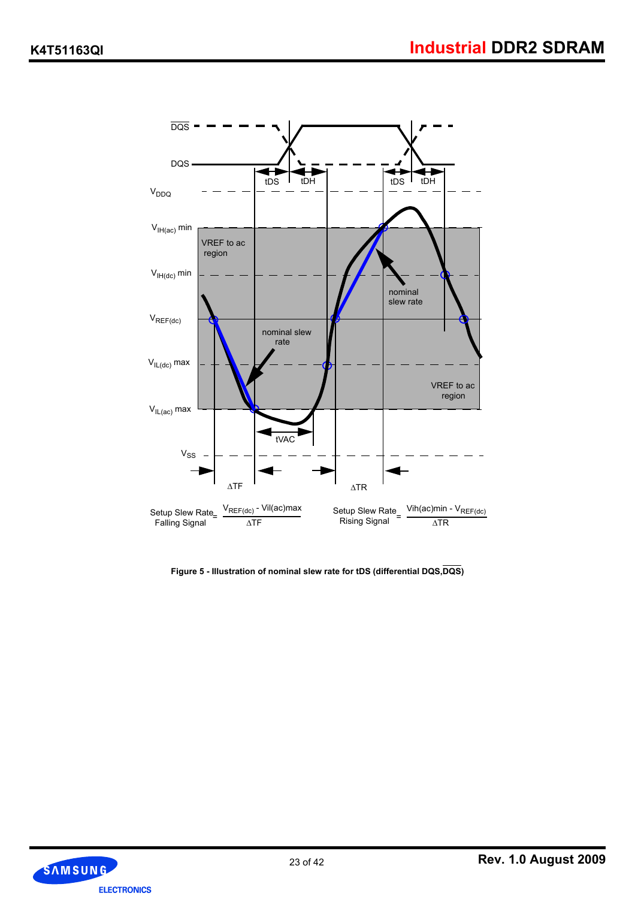Setup Slew Rate Falling Signal = $\frac{V_{REF(dc)} - Vil(ac)max}{\Delta TF}$

Setup Slew Rate Rising Signal = $\frac{Vih(ac)min - V_{REF(dc)}}{\Delta TR}$

**Figure 5 - Illustration of nominal slew rate for tDS (differential DQS, $\overline{DQS}$)**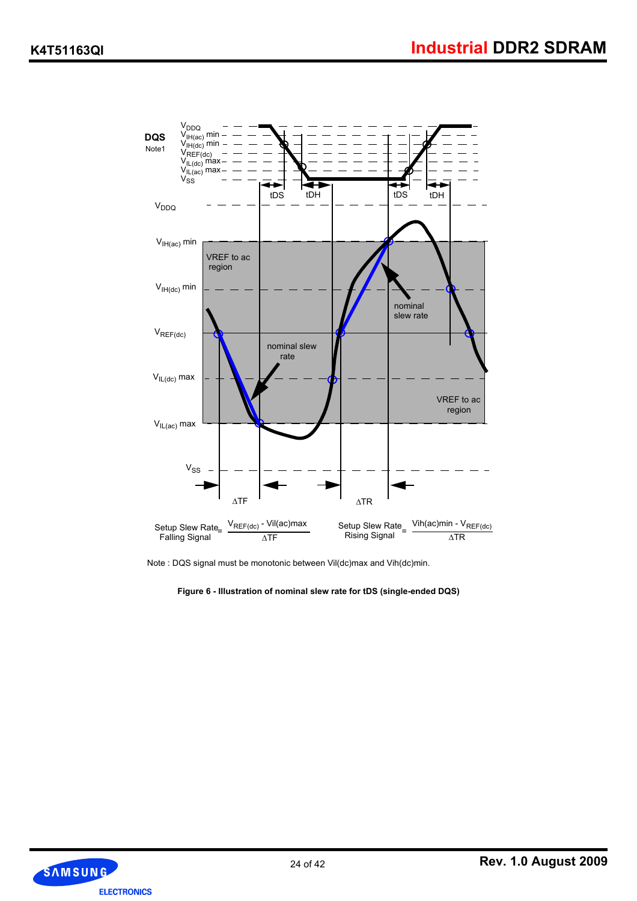$$\text{Setup Slew Rate}_{\text{Falling Signal}} = \frac{V_{REF(dc)} - V_{il(ac)max}}{\Delta TF}$$

$$\text{Setup Slew Rate}_{\text{Rising Signal}} = \frac{V_{ih(ac)min} - V_{REF(dc)}}{\Delta TR}$$

Note : DQS signal must be monotonic between Vil(dc)max and Vih(dc)min.

**Figure 6 - Illustration of nominal slew rate for tDS (single-ended DQS)**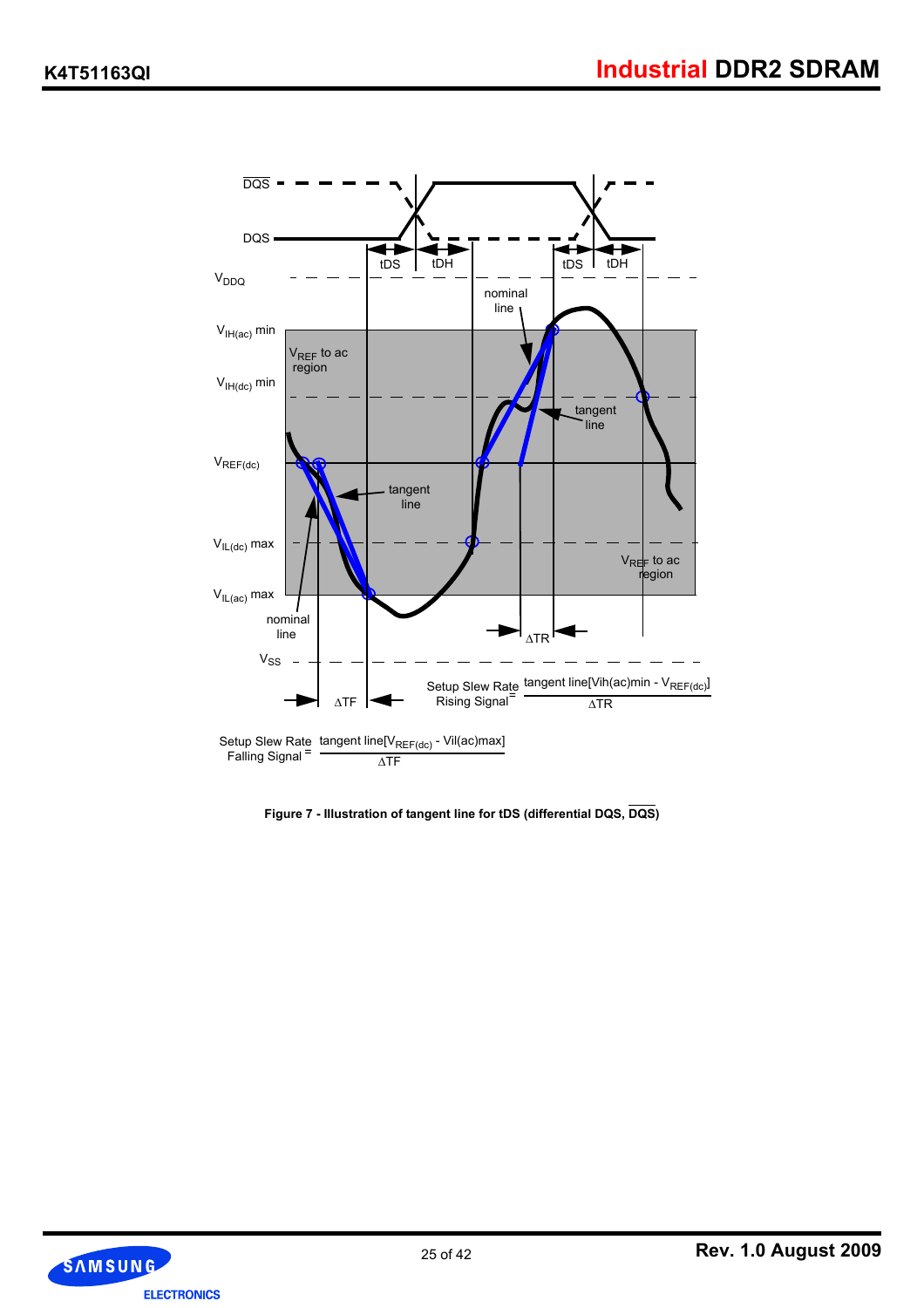Setup Slew Rate Rising Signal $= \frac{\text{tangent line}[V_{ih(ac)}min - V_{REF(dc)}]}{\Delta TR}$

Setup Slew Rate Falling Signal $= \frac{\text{tangent line}[V_{REF(dc)} - V_{il(ac)}max]}{\Delta TF}$

**Figure 7 - Illustration of tangent line for tDS (differential DQS, $\overline{DQS}$)**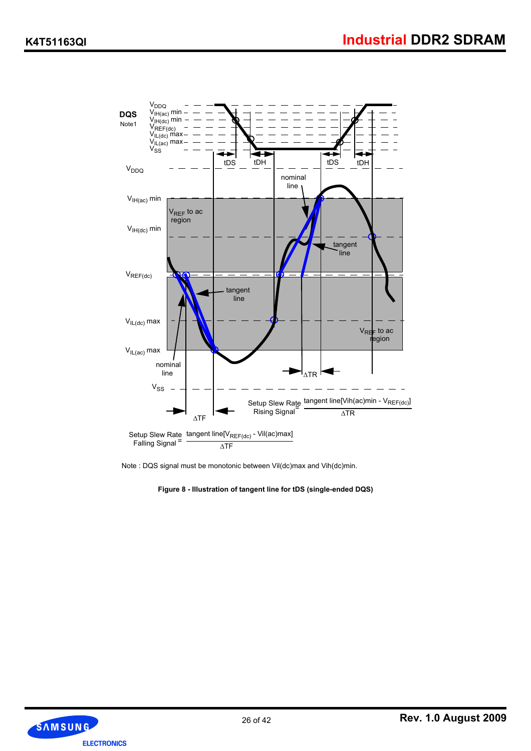DQS
Note1

$V_{DDQ}$
$V_{IH(ac)}$ min
$V_{IH(dc)}$ min
$V_{REF(dc)}$
$V_{IL(dc)}$ max
$V_{IL(ac)}$ max
$V_{SS}$

tDS tDH tDS tDH

$V_{DDQ}$

nominal line

$V_{IH(ac)}$ min

$V_{REF}$ to ac region

$V_{IH(dc)}$ min

tangent line

$V_{REF(dc)}$

tangent line

$V_{IL(dc)}$ max

$V_{REF}$ to ac region

$V_{IL(ac)}$ max

nominal line

$\Delta TR$

$V_{SS}$

$\Delta TF$

$$\text{Setup Slew Rate Rising Signal} = \frac{\text{tangent line}[V_{ih(ac)min} - V_{REF(dc)}]}{\Delta TR}$$

$$\text{Setup Slew Rate Falling Signal} = \frac{\text{tangent line}[V_{REF(dc)} - V_{il(ac)max}]}{\Delta TF}$$

Note : DQS signal must be monotonic between Vil(dc)max and Vih(dc)min.

**Figure 8 - Illustration of tangent line for tDS (single-ended DQS)**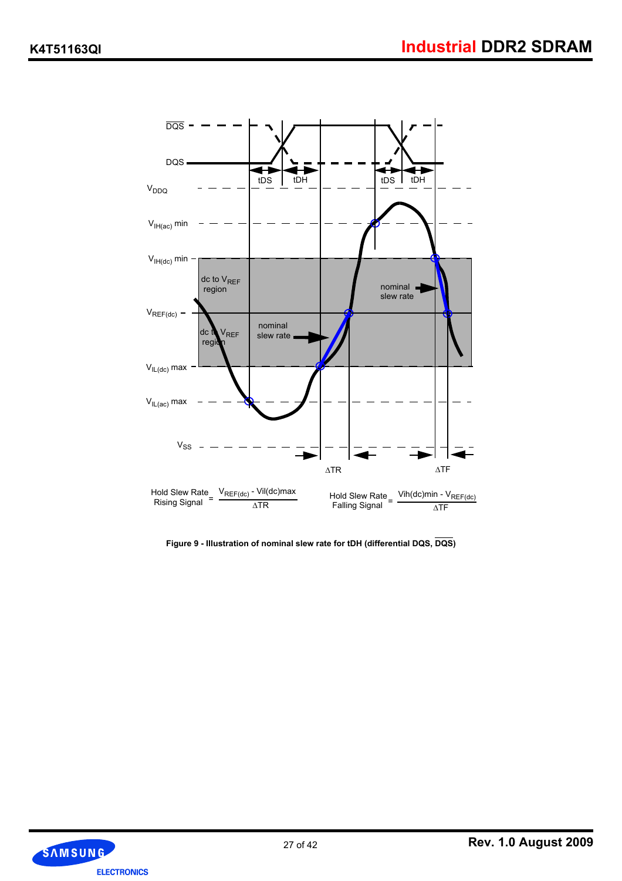$$\text{Hold Slew Rate Rising Signal} = \frac{V_{REF(dc)} - V_{il(dc)max}}{\Delta TR}$$

$$\text{Hold Slew Rate Falling Signal} = \frac{V_{ih(dc)min} - V_{REF(dc)}}{\Delta TF}$$

**Figure 9 - Illustration of nominal slew rate for tDH (differential DQS, $\overline{DQS}$)**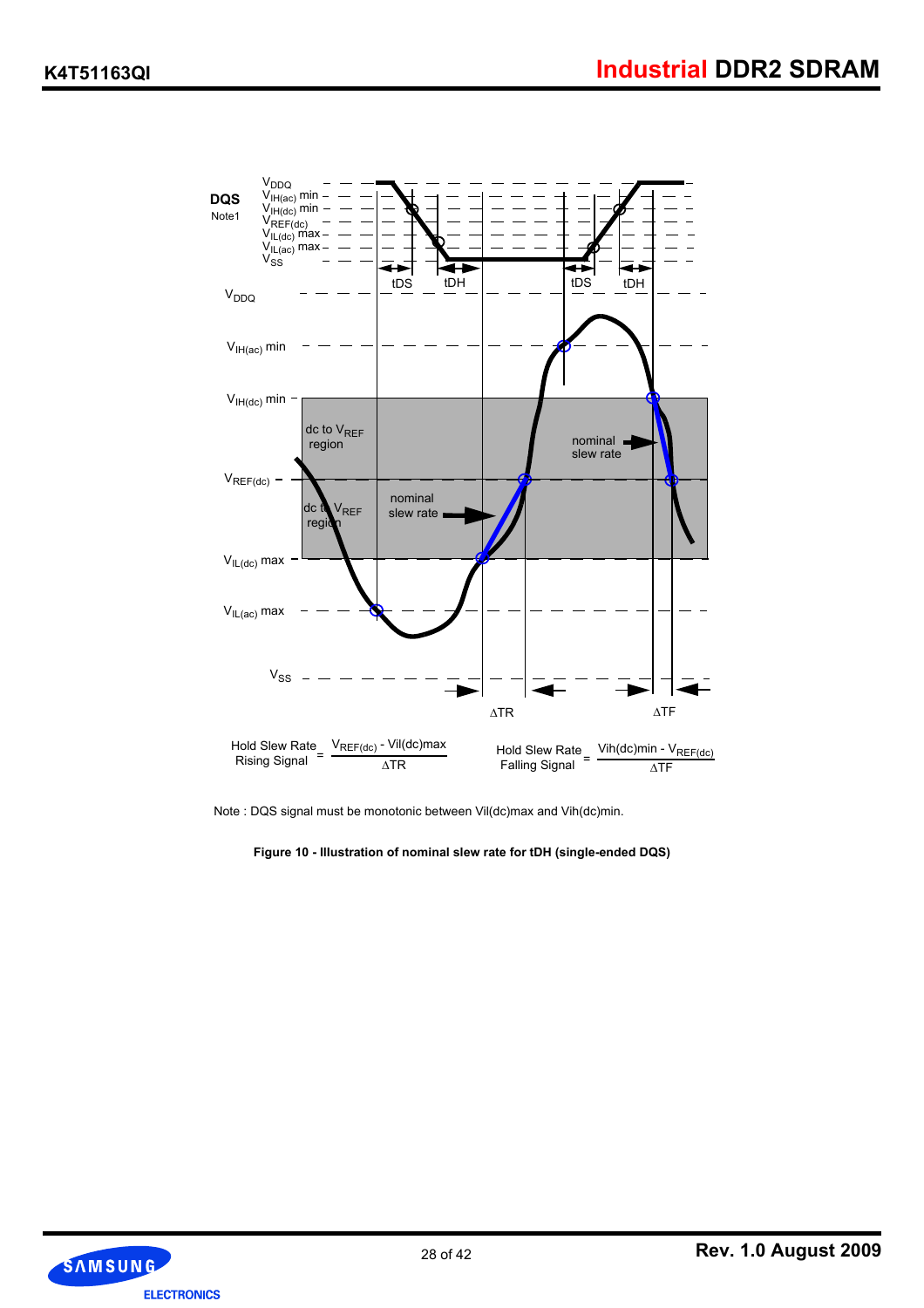DQS
Note1

$V_{DDQ}$
$V_{IH(ac)}$ min
$V_{IH(dc)}$ min
$V_{REF(dc)}$
$V_{IL(dc)}$ max
$V_{IL(ac)}$ max
$V_{SS}$

tDS tDH tDS tDH

$V_{DDQ}$

$V_{IH(ac)}$ min

$V_{IH(dc)}$ min

dc to $V_{REF}$ region

nominal slew rate

$V_{REF(dc)}$

dc to $V_{REF}$ region

nominal slew rate

$V_{IL(dc)}$ max

$V_{IL(ac)}$ max

$V_{SS}$

ΔTR ΔTF

$$\text{Hold Slew Rate Rising Signal} = \frac{V_{REF(dc)} - V_{il(dc)max}}{\Delta TR}$$

$$\text{Hold Slew Rate Falling Signal} = \frac{V_{ih(dc)min} - V_{REF(dc)}}{\Delta TF}$$

Note : DQS signal must be monotonic between Vil(dc)max and Vih(dc)min.

**Figure 10 - Illustration of nominal slew rate for tDH (single-ended DQS)**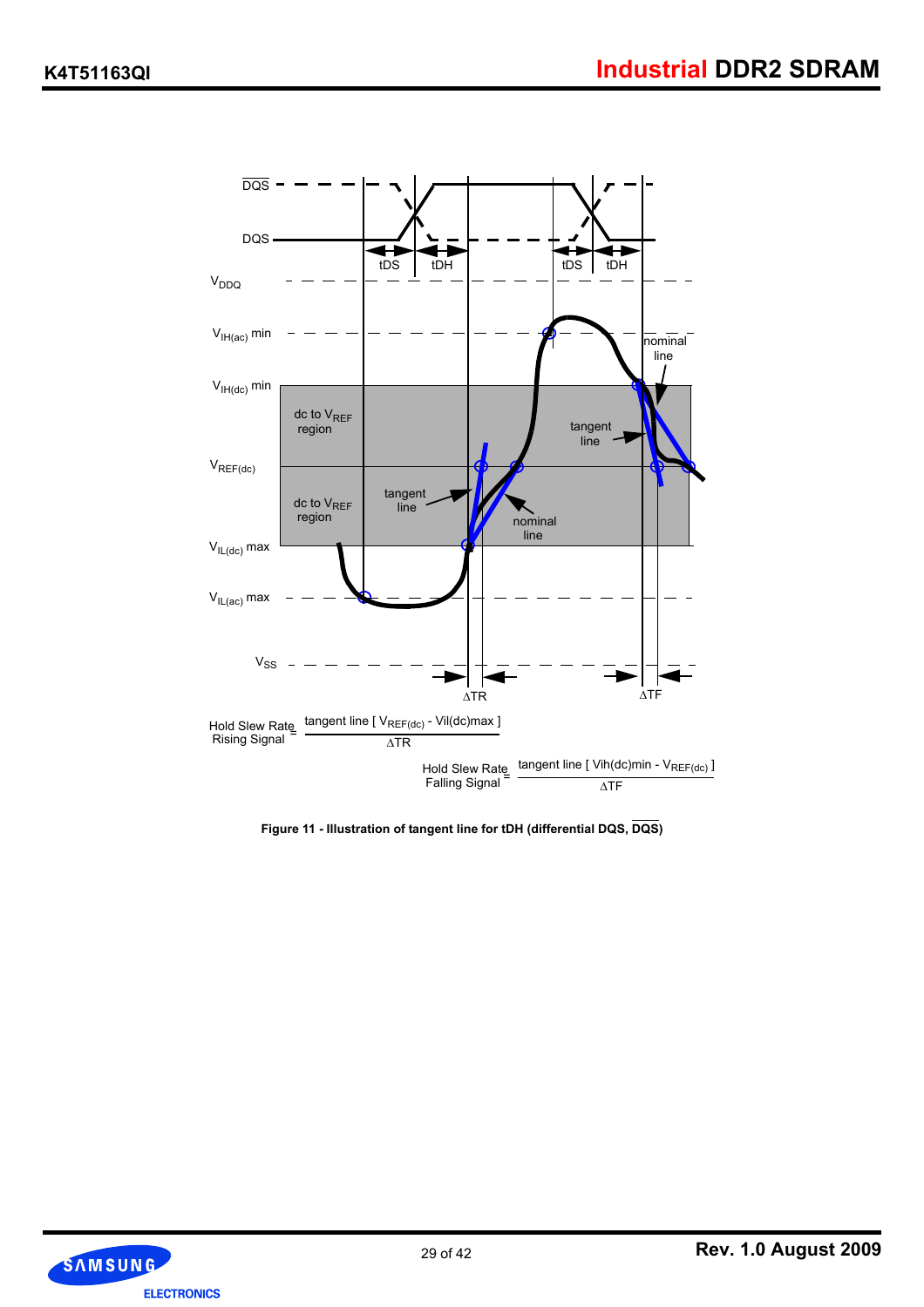Hold Slew Rate Rising Signal = $\frac{\text{tangent line } [V_{REF(dc)} - V_{IL(dc)max}]}{\Delta TR}$

Hold Slew Rate Falling Signal = $\frac{\text{tangent line } [V_{IH(dc)min} - V_{REF(dc)}]}{\Delta TF}$

**Figure 11 - Illustration of tangent line for tDH (differential DQS, $\overline{DQS}$)**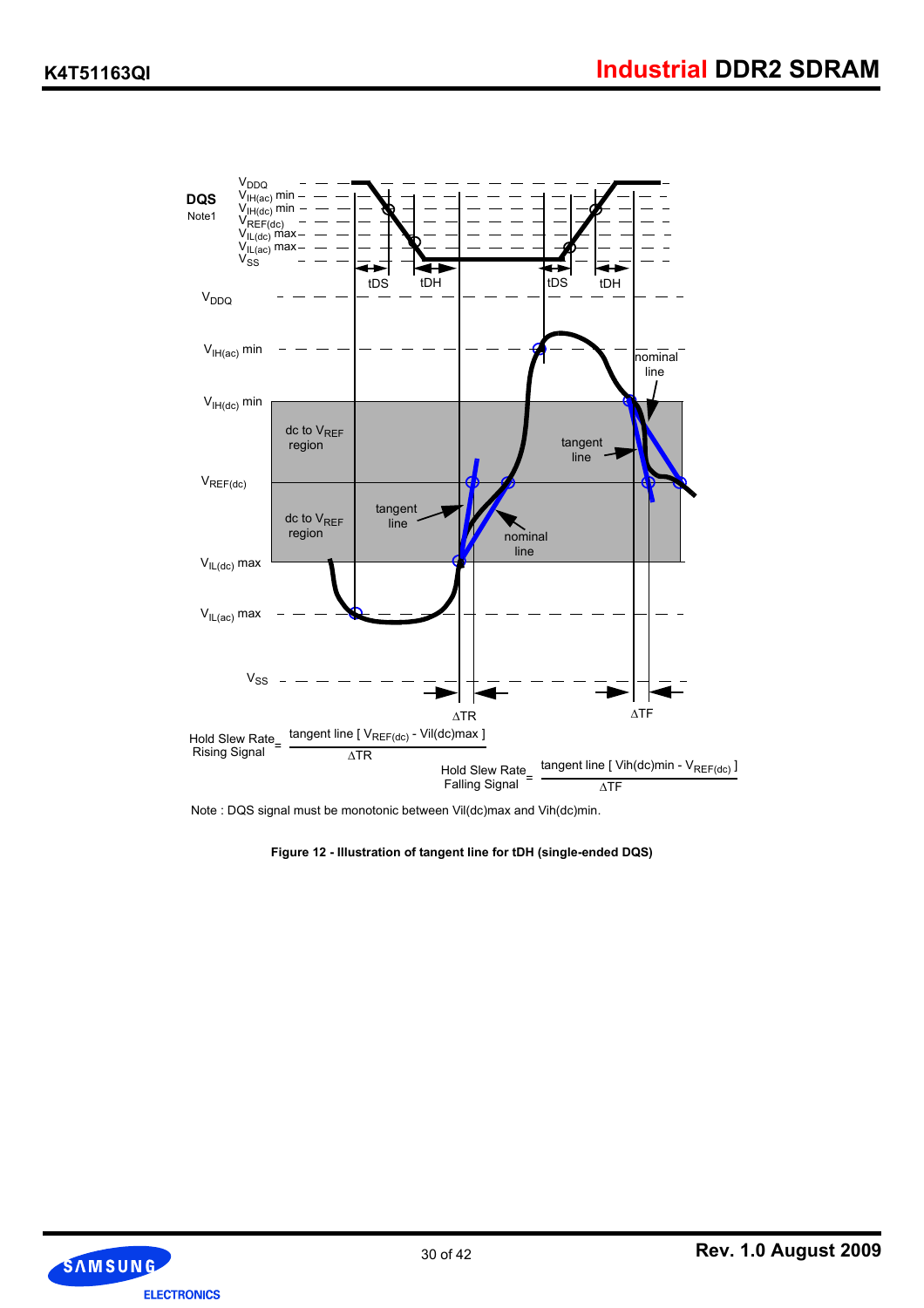DQS
Note1

$V_{DDQ}$
$V_{IH(ac)}$ min
$V_{IH(dc)}$ min
$V_{REF(dc)}$
$V_{IL(dc)}$ max
$V_{IL(ac)}$ max
$V_{SS}$

tDS tDH tDS tDH

$V_{DDQ}$

$V_{IH(ac)}$ min

$V_{IH(dc)}$ min

$V_{REF(dc)}$

$V_{IL(dc)}$ max

$V_{IL(ac)}$ max

$V_{SS}$

dc to $V_{REF}$ region

dc to $V_{REF}$ region

tangent line

nominal line

tangent line

nominal line

$\Delta TR$

$\Delta TF$

$$\text{Hold Slew Rate Rising Signal} = \frac{\text{tangent line } [V_{REF(dc)} - Vil(dc)max]}{\Delta TR}$$

$$\text{Hold Slew Rate Falling Signal} = \frac{\text{tangent line } [Vih(dc)min - V_{REF(dc)}]}{\Delta TF}$$

Note : DQS signal must be monotonic between Vil(dc)max and Vih(dc)min.

**Figure 12 - Illustration of tangent line for tDH (single-ended DQS)**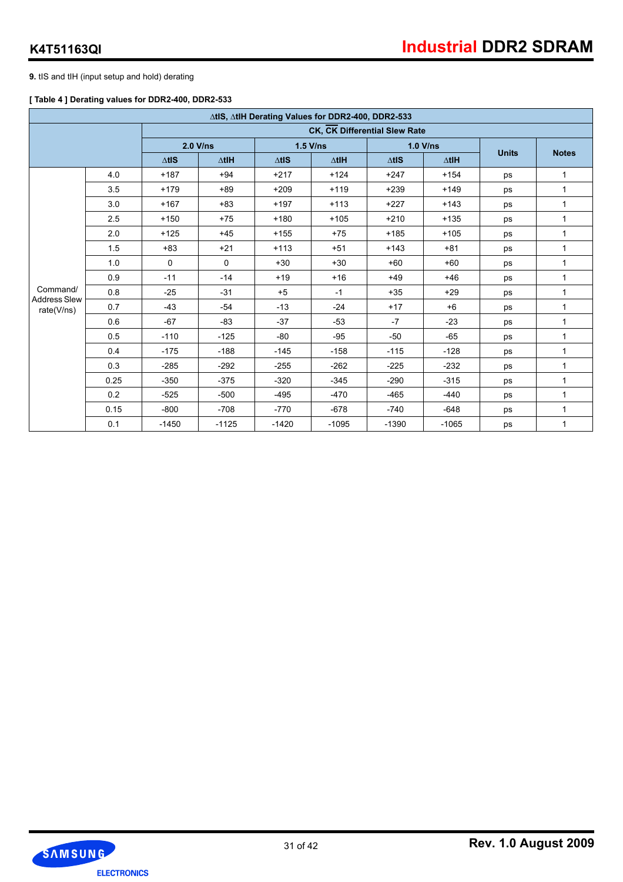**9.** tIS and tIH (input setup and hold) derating

**[ Table 4 ] Derating values for DDR2-400, DDR2-533**

| ΔtIS, ΔtIH Derating Values for DDR2-400, DDR2-533 | | | | | | | | | |
|---|---|---|---|---|---|---|---|---|---|
| | | CK, $\overline{CK}$ Differential Slew Rate | | | | | | | |
| | | 2.0 V/ns | | 1.5 V/ns | | 1.0 V/ns | | Units | Notes |
| | | ΔtIS | ΔtIH | ΔtIS | ΔtIH | ΔtIS | ΔtIH | | |
| Command/ Address Slew rate(V/ns) | 4.0 | +187 | +94 | +217 | +124 | +247 | +154 | ps | 1 |
| | 3.5 | +179 | +89 | +209 | +119 | +239 | +149 | ps | 1 |
| | 3.0 | +167 | +83 | +197 | +113 | +227 | +143 | ps | 1 |
| | 2.5 | +150 | +75 | +180 | +105 | +210 | +135 | ps | 1 |
| | 2.0 | +125 | +45 | +155 | +75 | +185 | +105 | ps | 1 |
| | 1.5 | +83 | +21 | +113 | +51 | +143 | +81 | ps | 1 |
| | 1.0 | 0 | 0 | +30 | +30 | +60 | +60 | ps | 1 |
| | 0.9 | -11 | -14 | +19 | +16 | +49 | +46 | ps | 1 |
| | 0.8 | -25 | -31 | +5 | -1 | +35 | +29 | ps | 1 |
| | 0.7 | -43 | -54 | -13 | -24 | +17 | +6 | ps | 1 |
| | 0.6 | -67 | -83 | -37 | -53 | -7 | -23 | ps | 1 |
| | 0.5 | -110 | -125 | -80 | -95 | -50 | -65 | ps | 1 |
| | 0.4 | -175 | -188 | -145 | -158 | -115 | -128 | ps | 1 |
| | 0.3 | -285 | -292 | -255 | -262 | -225 | -232 | ps | 1 |
| | 0.25 | -350 | -375 | -320 | -345 | -290 | -315 | ps | 1 |
| | 0.2 | -525 | -500 | -495 | -470 | -465 | -440 | ps | 1 |
| | 0.15 | -800 | -708 | -770 | -678 | -740 | -648 | ps | 1 |
| | 0.1 | -1450 | -1125 | -1420 | -1095 | -1390 | -1065 | ps | 1 |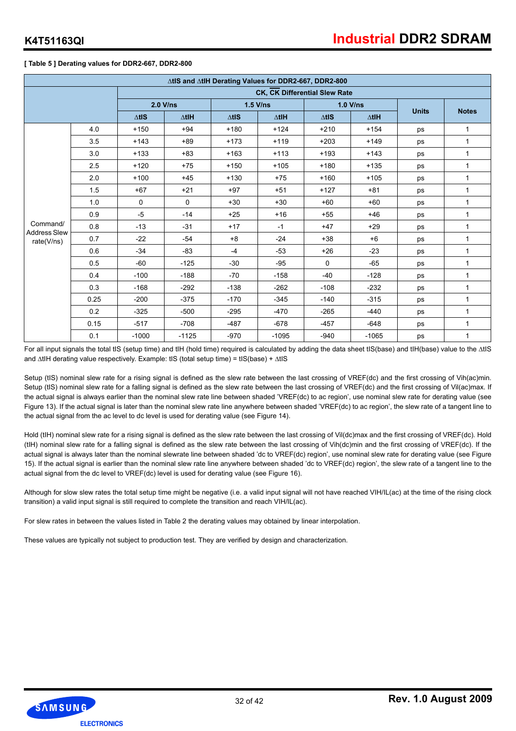[ Table 5 ] Derating values for DDR2-667, DDR2-800

| ΔtIS and ΔtIH Derating Values for DDR2-667, DDR2-800 | | | | | | | | | |
|---|---|---|---|---|---|---|---|---|---|
| | | CK, $\overline{CK}$ Differential Slew Rate | | | | | | | |
| | | 2.0 V/ns | | 1.5 V/ns | | 1.0 V/ns | | Units | Notes |
| | | ΔtIS | ΔtIH | ΔtIS | ΔtIH | ΔtIS | ΔtIH | | |
| Command/ Address Slew rate(V/ns) | 4.0 | +150 | +94 | +180 | +124 | +210 | +154 | ps | 1 |
| | 3.5 | +143 | +89 | +173 | +119 | +203 | +149 | ps | 1 |
| | 3.0 | +133 | +83 | +163 | +113 | +193 | +143 | ps | 1 |
| | 2.5 | +120 | +75 | +150 | +105 | +180 | +135 | ps | 1 |
| | 2.0 | +100 | +45 | +130 | +75 | +160 | +105 | ps | 1 |
| | 1.5 | +67 | +21 | +97 | +51 | +127 | +81 | ps | 1 |
| | 1.0 | 0 | 0 | +30 | +30 | +60 | +60 | ps | 1 |
| | 0.9 | -5 | -14 | +25 | +16 | +55 | +46 | ps | 1 |
| | 0.8 | -13 | -31 | +17 | -1 | +47 | +29 | ps | 1 |
| | 0.7 | -22 | -54 | +8 | -24 | +38 | +6 | ps | 1 |
| | 0.6 | -34 | -83 | -4 | -53 | +26 | -23 | ps | 1 |
| | 0.5 | -60 | -125 | -30 | -95 | 0 | -65 | ps | 1 |
| | 0.4 | -100 | -188 | -70 | -158 | -40 | -128 | ps | 1 |
| | 0.3 | -168 | -292 | -138 | -262 | -108 | -232 | ps | 1 |
| | 0.25 | -200 | -375 | -170 | -345 | -140 | -315 | ps | 1 |
| | 0.2 | -325 | -500 | -295 | -470 | -265 | -440 | ps | 1 |
| | 0.15 | -517 | -708 | -487 | -678 | -457 | -648 | ps | 1 |
| | 0.1 | -1000 | -1125 | -970 | -1095 | -940 | -1065 | ps | 1 |

For all input signals the total tIS (setup time) and tIH (hold time) required is calculated by adding the data sheet tIS(base) and tIH(base) value to the ΔtIS and ΔtIH derating value respectively. Example: tIS (total setup time) = tIS(base) + ΔtIS

Setup (tIS) nominal slew rate for a rising signal is defined as the slew rate between the last crossing of VREF(dc) and the first crossing of Vih(ac)min. Setup (tIS) nominal slew rate for a falling signal is defined as the slew rate between the last crossing of VREF(dc) and the first crossing of Vil(ac)max. If the actual signal is always earlier than the nominal slew rate line between shaded 'VREF(dc) to ac region', use nominal slew rate for derating value (see Figure 13). If the actual signal is later than the nominal slew rate line anywhere between shaded 'VREF(dc) to ac region', the slew rate of a tangent line to the actual signal from the ac level to dc level is used for derating value (see Figure 14).

Hold (tIH) nominal slew rate for a rising signal is defined as the slew rate between the last crossing of Vil(dc)max and the first crossing of VREF(dc). Hold (tIH) nominal slew rate for a falling signal is defined as the slew rate between the last crossing of Vih(dc)min and the first crossing of VREF(dc). If the actual signal is always later than the nominal slewrate line between shaded 'dc to VREF(dc) region', use nominal slew rate for derating value (see Figure 15). If the actual signal is earlier than the nominal slew rate line anywhere between shaded 'dc to VREF(dc) region', the slew rate of a tangent line to the actual signal from the dc level to VREF(dc) level is used for derating value (see Figure 16).

Although for slow slew rates the total setup time might be negative (i.e. a valid input signal will not have reached VIH/IL(ac) at the time of the rising clock transition) a valid input signal is still required to complete the transition and reach VIH/IL(ac).

For slew rates in between the values listed in Table 2 the derating values may obtained by linear interpolation.

These values are typically not subject to production test. They are verified by design and characterization.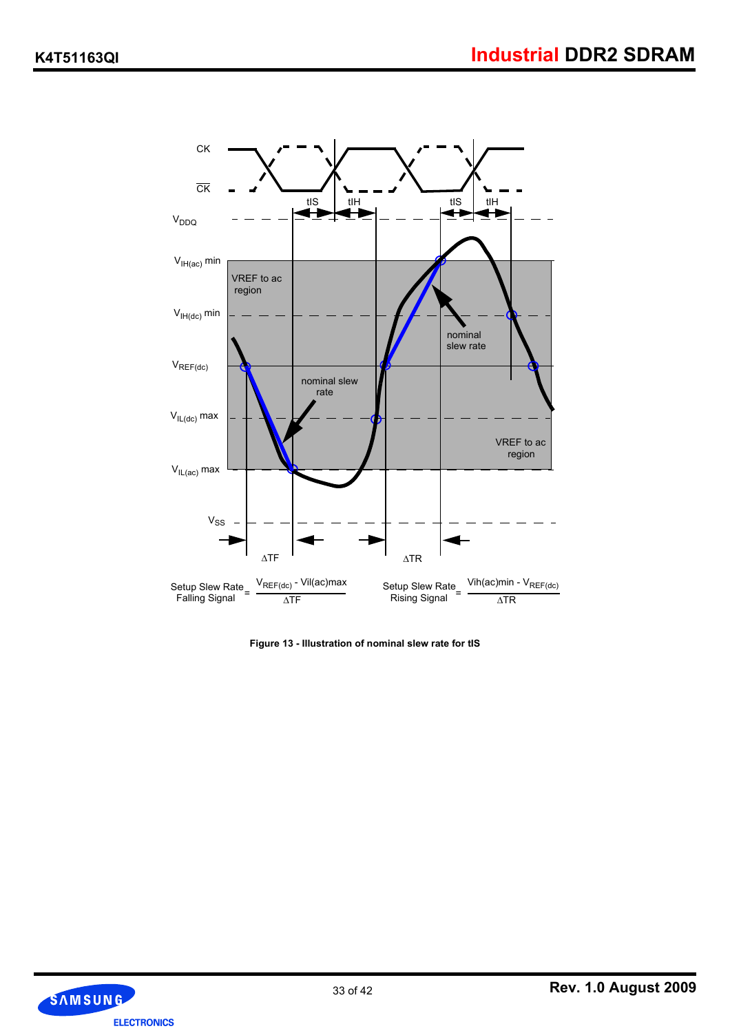Setup Slew Rate Falling Signal $= \frac{V_{REF(dc)} - Vil(ac)max}{\Delta TF}$

Setup Slew Rate Rising Signal $= \frac{Vih(ac)min - V_{REF(dc)}}{\Delta TR}$

**Figure 13 - Illustration of nominal slew rate for tIS**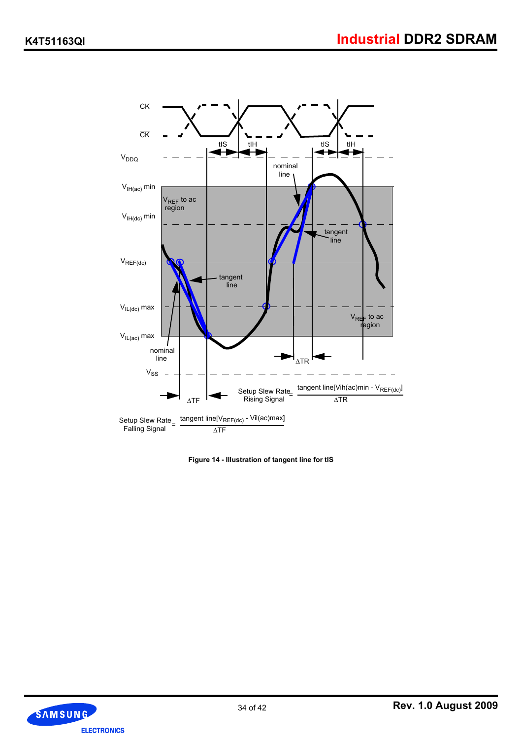CK

$\overline{CK}$

tIS tIH tIS tIH

$V_{DDQ}$

nominal line

$V_{IH(ac)}$ min

$V_{REF}$ to ac region

$V_{IH(dc)}$ min

tangent line

$V_{REF(dc)}$

tangent line

$V_{IL(dc)}$ max

$V_{REF}$ to ac region

$V_{IL(ac)}$ max

nominal line

$\Delta TR$

$V_{SS}$

$\Delta TF$

$$\text{Setup Slew Rate Rising Signal} = \frac{\text{tangent line}[V_{ih(ac)}\text{min} - V_{REF(dc)}]}{\Delta TR}$$

$$\text{Setup Slew Rate Falling Signal} = \frac{\text{tangent line}[V_{REF(dc)} - V_{il(ac)}\text{max}]}{\Delta TF}$$

**Figure 14 - Illustration of tangent line for tIS**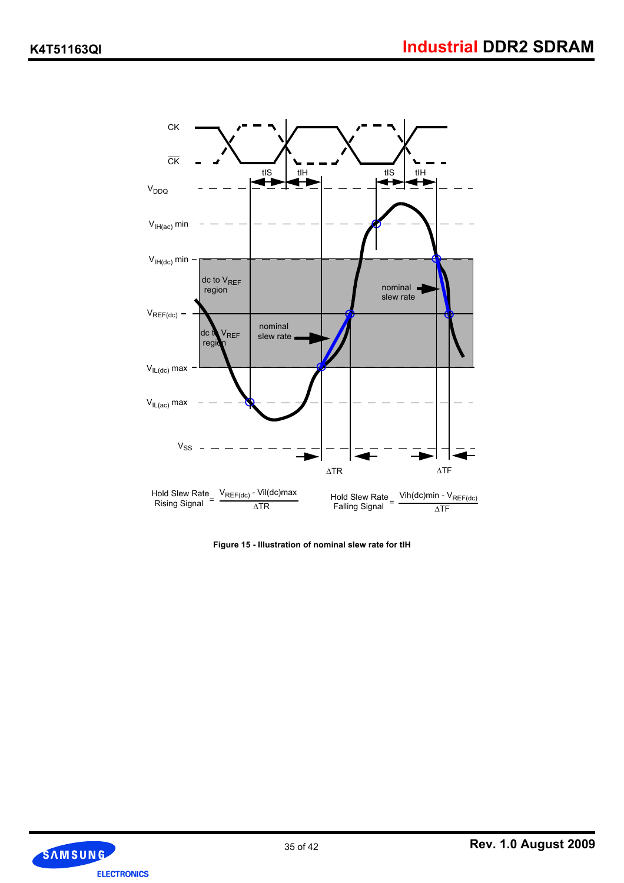$$\text{Hold Slew Rate Rising Signal} = \frac{V_{REF(dc)} - V_{il(dc)max}}{\Delta TR}$$

$$\text{Hold Slew Rate Falling Signal} = \frac{V_{ih(dc)min} - V_{REF(dc)}}{\Delta TF}$$

**Figure 15 - Illustration of nominal slew rate for tIH**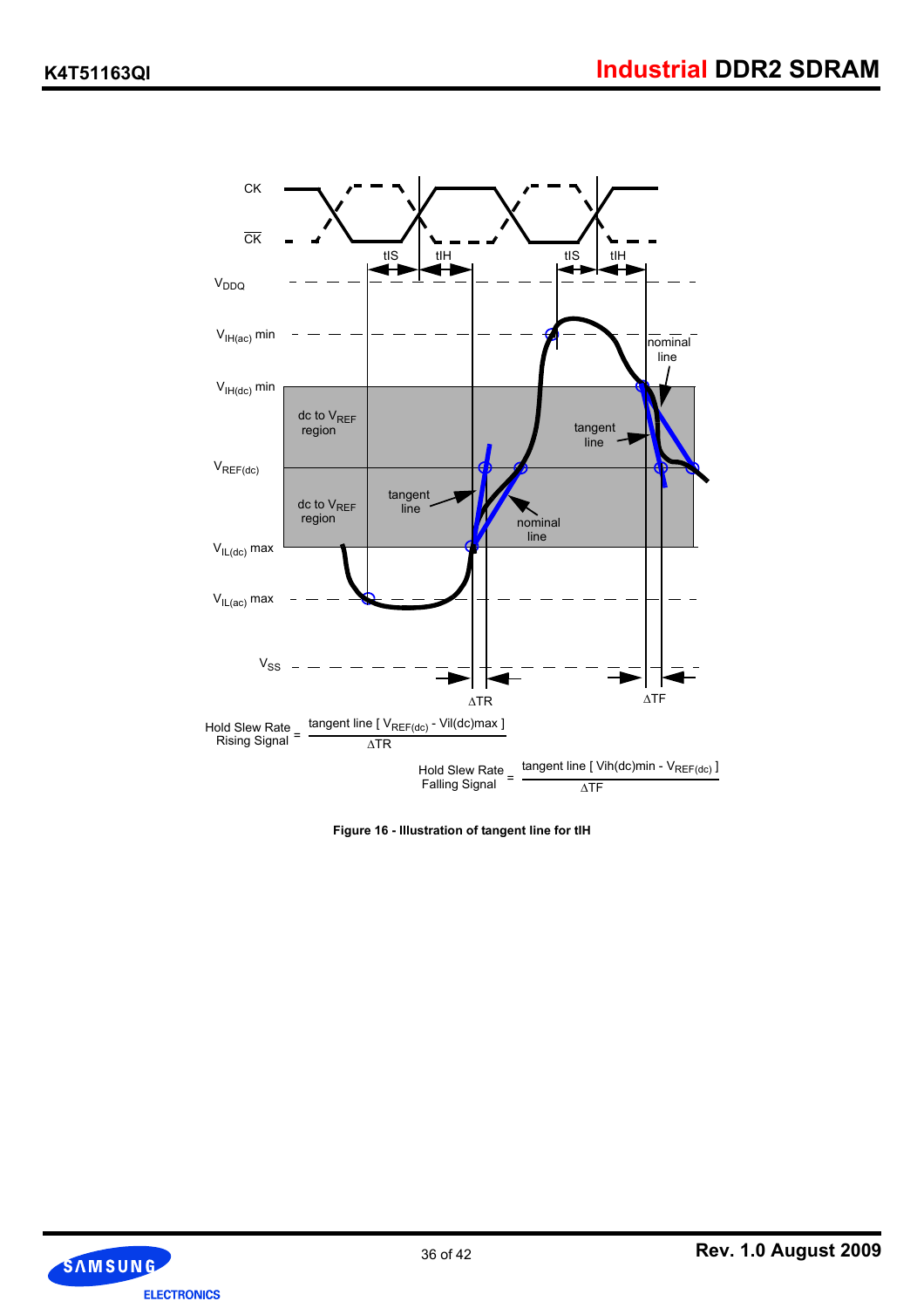$$\text{Hold Slew Rate Rising Signal} = \frac{\text{tangent line } [V_{REF(dc)} - \text{Vil(dc)max}]}{\Delta TR}$$

$$\text{Hold Slew Rate Falling Signal} = \frac{\text{tangent line } [\text{Vih(dc)min} - V_{REF(dc)}]}{\Delta TF}$$

**Figure 16 - Illustration of tangent line for tIH**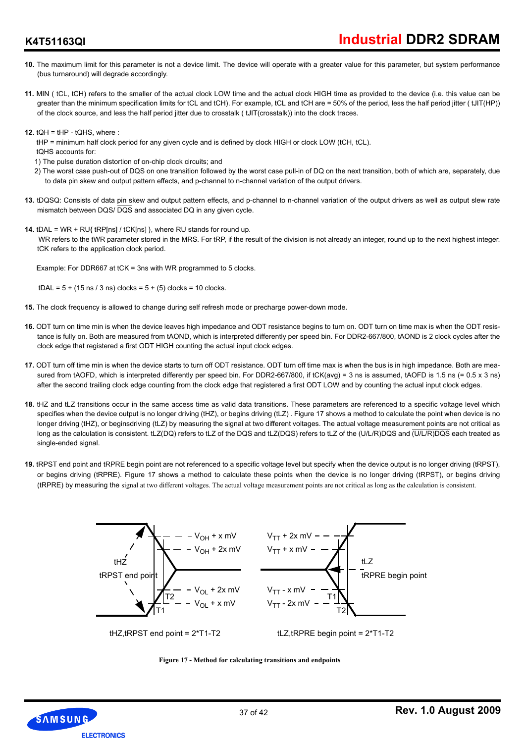10. The maximum limit for this parameter is not a device limit. The device will operate with a greater value for this parameter, but system performance (bus turnaround) will degrade accordingly.

11. MIN ( tCL, tCH) refers to the smaller of the actual clock LOW time and the actual clock HIGH time as provided to the device (i.e. this value can be greater than the minimum specification limits for tCL and tCH). For example, tCL and tCH are = 50% of the period, less the half period jitter ( tJIT(HP)) of the clock source, and less the half period jitter due to crosstalk ( tJIT(crosstalk)) into the clock traces.

12. tQH = tHP - tQHS, where :
    tHP = minimum half clock period for any given cycle and is defined by clock HIGH or clock LOW (tCH, tCL).
    tQHS accounts for:
    1) The pulse duration distortion of on-chip clock circuits; and
    2) The worst case push-out of DQS on one transition followed by the worst case pull-in of DQ on the next transition, both of which are, separately, due to data pin skew and output pattern effects, and p-channel to n-channel variation of the output drivers.

13. tDQSQ: Consists of data pin skew and output pattern effects, and p-channel to n-channel variation of the output drivers as well as output slew rate mismatch between DQS/ $\overline{DQS}$ and associated DQ in any given cycle.

14. tDAL = WR + RU{ tRP[ns] / tCK[ns] }, where RU stands for round up.
    WR refers to the tWR parameter stored in the MRS. For tRP, if the result of the division is not already an integer, round up to the next highest integer. tCK refers to the application clock period.

    Example: For DDR667 at tCK = 3ns with WR programmed to 5 clocks.

    tDAL = 5 + (15 ns / 3 ns) clocks = 5 + (5) clocks = 10 clocks.

15. The clock frequency is allowed to change during self refresh mode or precharge power-down mode.

16. ODT turn on time min is when the device leaves high impedance and ODT resistance begins to turn on. ODT turn on time max is when the ODT resistance is fully on. Both are measured from tAOND, which is interpreted differently per speed bin. For DDR2-667/800, tAOND is 2 clock cycles after the clock edge that registered a first ODT HIGH counting the actual input clock edges.

17. ODT turn off time min is when the device starts to turn off ODT resistance. ODT turn off time max is when the bus is in high impedance. Both are measured from tAOFD, which is interpreted differently per speed bin. For DDR2-667/800, if tCK(avg) = 3 ns is assumed, tAOFD is 1.5 ns (= 0.5 x 3 ns) after the second trailing clock edge counting from the clock edge that registered a first ODT LOW and by counting the actual input clock edges.

18. tHZ and tLZ transitions occur in the same access time as valid data transitions. These parameters are referenced to a specific voltage level which specifies when the device output is no longer driving (tHZ), or begins driving (tLZ) . Figure 17 shows a method to calculate the point when device is no longer driving (tHZ), or beginsdriving (tLZ) by measuring the signal at two different voltages. The actual voltage measurement points are not critical as long as the calculation is consistent. tLZ(DQ) refers to tLZ of the DQS and tLZ(DQS) refers to tLZ of the (U/L/R)DQS and $\overline{(U/L/R)DQS}$ each treated as single-ended signal.

19. tRPST end point and tRPRE begin point are not referenced to a specific voltage level but specify when the device output is no longer driving (tRPST), or begins driving (tRPRE). Figure 17 shows a method to calculate these points when the device is no longer driving (tRPST), or begins driving (tRPRE) by measuring the signal at two different voltages. The actual voltage measurement points are not critical as long as the calculation is consistent.

tHZ, tRPST end point; $V_{OH}$ + x mV; $V_{OH}$ + 2x mV; $V_{OL}$ + 2x mV; $V_{OL}$ + x mV; T1; T2

tHZ,tRPST end point = 2*T1-T2

tLZ, tRPRE begin point; $V_{TT}$ + 2x mV; $V_{TT}$ + x mV; $V_{TT}$ - x mV; $V_{TT}$ - 2x mV; T1; T2

tLZ,tRPRE begin point = 2*T1-T2

**Figure 17 - Method for calculating transitions and endpoints**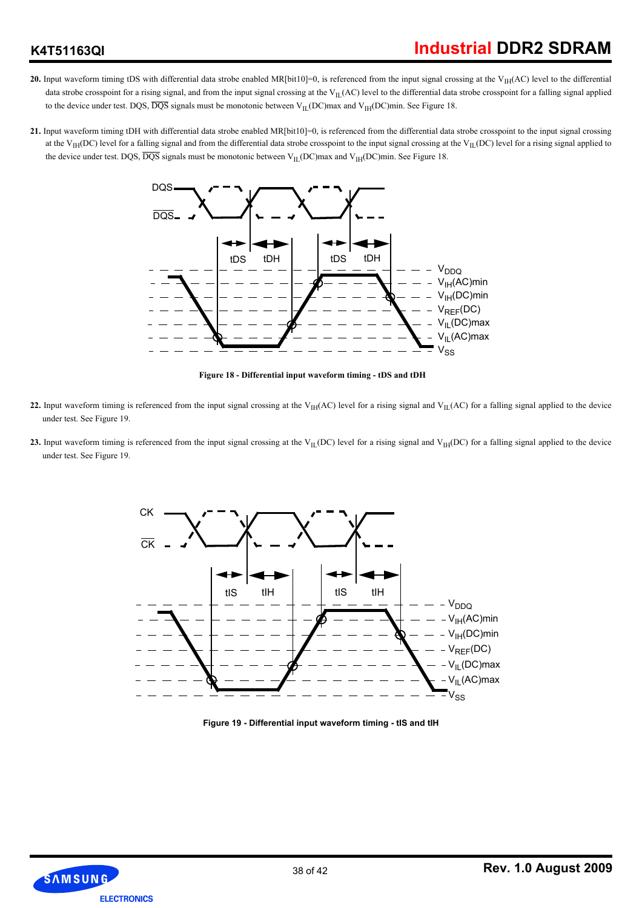20. Input waveform timing tDS with differential data strobe enabled MR[bit10]=0, is referenced from the input signal crossing at the $V_{IH}$(AC) level to the differential data strobe crosspoint for a rising signal, and from the input signal crossing at the $V_{IL}$(AC) level to the differential data strobe crosspoint for a falling signal applied to the device under test. DQS, $\overline{DQS}$ signals must be monotonic between $V_{IL}$(DC)max and $V_{IH}$(DC)min. See Figure 18.

21. Input waveform timing tDH with differential data strobe enabled MR[bit10]=0, is referenced from the differential data strobe crosspoint to the input signal crossing at the $V_{IH}$(DC) level for a falling signal and from the differential data strobe crosspoint to the input signal crossing at the $V_{IL}$(DC) level for a rising signal applied to the device under test. DQS, $\overline{DQS}$ signals must be monotonic between $V_{IL}$(DC)max and $V_{IH}$(DC)min. See Figure 18.

**Figure 18 - Differential input waveform timing - tDS and tDH**

22. Input waveform timing is referenced from the input signal crossing at the $V_{IH}$(AC) level for a rising signal and $V_{IL}$(AC) for a falling signal applied to the device under test. See Figure 19.

23. Input waveform timing is referenced from the input signal crossing at the $V_{IL}$(DC) level for a rising signal and $V_{IH}$(DC) for a falling signal applied to the device under test. See Figure 19.

**Figure 19 - Differential input waveform timing - tIS and tIH**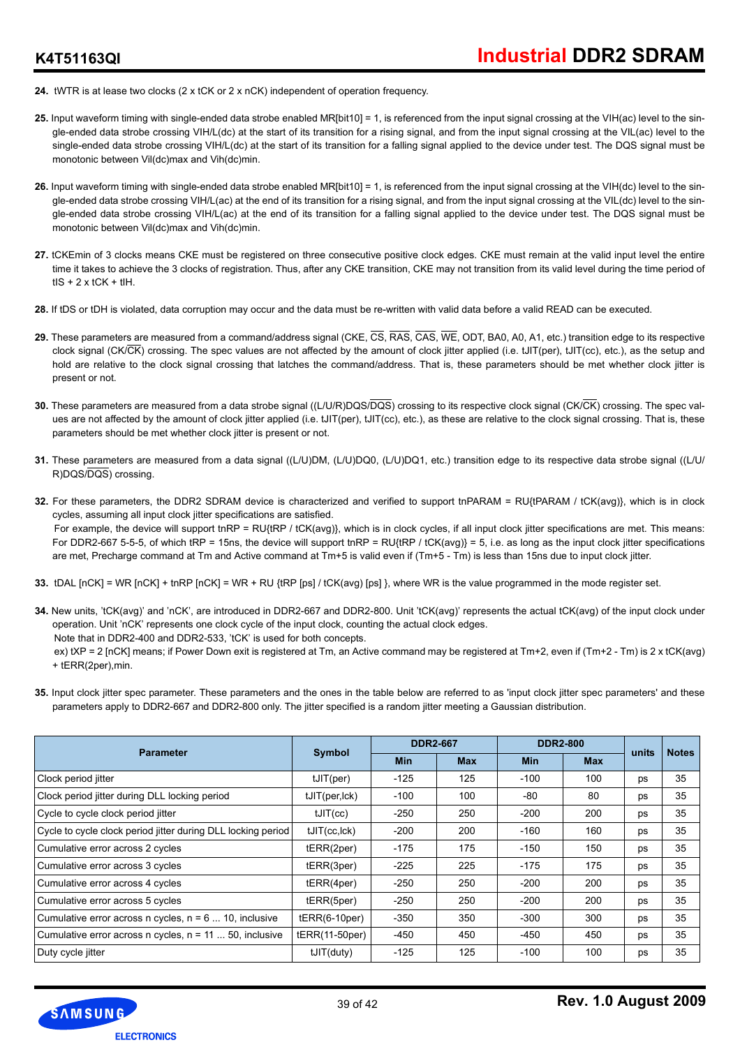**24.** tWTR is at lease two clocks (2 x tCK or 2 x nCK) independent of operation frequency.

**25.** Input waveform timing with single-ended data strobe enabled MR[bit10] = 1, is referenced from the input signal crossing at the VIH(ac) level to the single-ended data strobe crossing VIH/L(dc) at the start of its transition for a rising signal, and from the input signal crossing at the VIL(ac) level to the single-ended data strobe crossing VIH/L(dc) at the start of its transition for a falling signal applied to the device under test. The DQS signal must be monotonic between Vil(dc)max and Vih(dc)min.

**26.** Input waveform timing with single-ended data strobe enabled MR[bit10] = 1, is referenced from the input signal crossing at the VIH(dc) level to the single-ended data strobe crossing VIH/L(ac) at the end of its transition for a rising signal, and from the input signal crossing at the VIL(dc) level to the single-ended data strobe crossing VIH/L(ac) at the end of its transition for a falling signal applied to the device under test. The DQS signal must be monotonic between Vil(dc)max and Vih(dc)min.

**27.** tCKEmin of 3 clocks means CKE must be registered on three consecutive positive clock edges. CKE must remain at the valid input level the entire time it takes to achieve the 3 clocks of registration. Thus, after any CKE transition, CKE may not transition from its valid level during the time period of tIS + 2 x tCK + tIH.

**28.** If tDS or tDH is violated, data corruption may occur and the data must be re-written with valid data before a valid READ can be executed.

**29.** These parameters are measured from a command/address signal (CKE, CS, RAS, CAS, WE, ODT, BA0, A0, A1, etc.) transition edge to its respective clock signal (CK/CK) crossing. The spec values are not affected by the amount of clock jitter applied (i.e. tJIT(per), tJIT(cc), etc.), as the setup and hold are relative to the clock signal crossing that latches the command/address. That is, these parameters should be met whether clock jitter is present or not.

**30.** These parameters are measured from a data strobe signal ((L/U/R)DQS/DQS) crossing to its respective clock signal (CK/CK) crossing. The spec values are not affected by the amount of clock jitter applied (i.e. tJIT(per), tJIT(cc), etc.), as these are relative to the clock signal crossing. That is, these parameters should be met whether clock jitter is present or not.

**31.** These parameters are measured from a data signal ((L/U)DM, (L/U)DQ0, (L/U)DQ1, etc.) transition edge to its respective data strobe signal ((L/U/R)DQS/DQS) crossing.

**32.** For these parameters, the DDR2 SDRAM device is characterized and verified to support tnPARAM = RU{tPARAM / tCK(avg)}, which is in clock cycles, assuming all input clock jitter specifications are satisfied.
For example, the device will support tnRP = RU{tRP / tCK(avg)}, which is in clock cycles, if all input clock jitter specifications are met. This means: For DDR2-667 5-5-5, of which tRP = 15ns, the device will support tnRP = RU{tRP / tCK(avg)} = 5, i.e. as long as the input clock jitter specifications are met, Precharge command at Tm and Active command at Tm+5 is valid even if (Tm+5 - Tm) is less than 15ns due to input clock jitter.

**33.** tDAL [nCK] = WR [nCK] + tnRP [nCK] = WR + RU {tRP [ps] / tCK(avg) [ps] }, where WR is the value programmed in the mode register set.

**34.** New units, 'tCK(avg)' and 'nCK', are introduced in DDR2-667 and DDR2-800. Unit 'tCK(avg)' represents the actual tCK(avg) of the input clock under operation. Unit 'nCK' represents one clock cycle of the input clock, counting the actual clock edges.
Note that in DDR2-400 and DDR2-533, 'tCK' is used for both concepts.
ex) tXP = 2 [nCK] means; if Power Down exit is registered at Tm, an Active command may be registered at Tm+2, even if (Tm+2 - Tm) is 2 x tCK(avg) + tERR(2per),min.

**35.** Input clock jitter spec parameter. These parameters and the ones in the table below are referred to as 'input clock jitter spec parameters' and these parameters apply to DDR2-667 and DDR2-800 only. The jitter specified is a random jitter meeting a Gaussian distribution.

| Parameter | Symbol | DDR2-667 | | DDR2-800 | | units | Notes |
|---|---|---|---|---|---|---|---|
| | | Min | Max | Min | Max | | |
| Clock period jitter | tJIT(per) | -125 | 125 | -100 | 100 | ps | 35 |
| Clock period jitter during DLL locking period | tJIT(per,lck) | -100 | 100 | -80 | 80 | ps | 35 |
| Cycle to cycle clock period jitter | tJIT(cc) | -250 | 250 | -200 | 200 | ps | 35 |
| Cycle to cycle clock period jitter during DLL locking period | tJIT(cc,lck) | -200 | 200 | -160 | 160 | ps | 35 |
| Cumulative error across 2 cycles | tERR(2per) | -175 | 175 | -150 | 150 | ps | 35 |
| Cumulative error across 3 cycles | tERR(3per) | -225 | 225 | -175 | 175 | ps | 35 |
| Cumulative error across 4 cycles | tERR(4per) | -250 | 250 | -200 | 200 | ps | 35 |
| Cumulative error across 5 cycles | tERR(5per) | -250 | 250 | -200 | 200 | ps | 35 |
| Cumulative error across n cycles, n = 6 ... 10, inclusive | tERR(6-10per) | -350 | 350 | -300 | 300 | ps | 35 |
| Cumulative error across n cycles, n = 11 ... 50, inclusive | tERR(11-50per) | -450 | 450 | -450 | 450 | ps | 35 |
| Duty cycle jitter | tJIT(duty) | -125 | 125 | -100 | 100 | ps | 35 |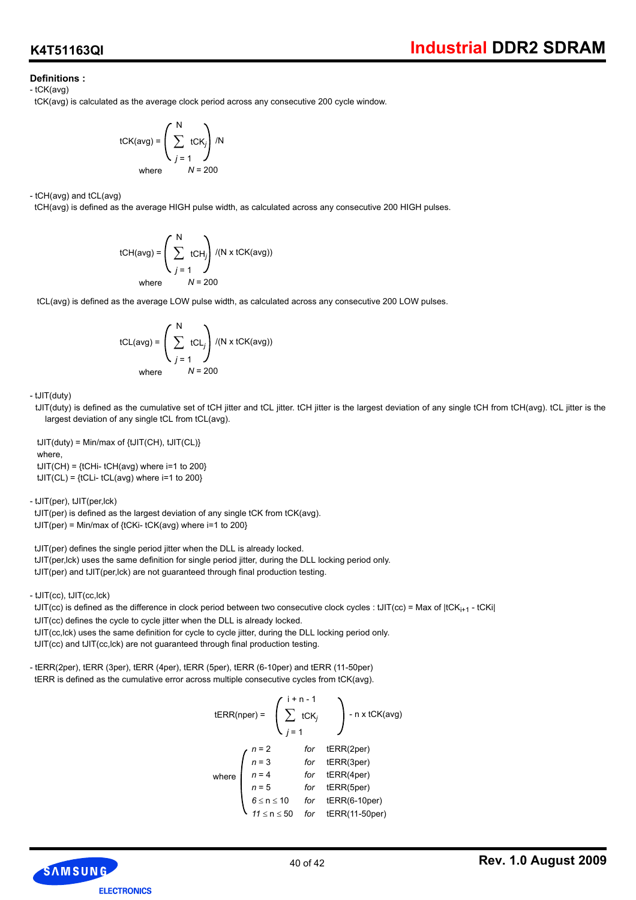**Definitions :**

- tCK(avg)

  tCK(avg) is calculated as the average clock period across any consecutive 200 cycle window.

$$tCK(avg) = \left( \sum_{j=1}^{N} tCK_j \right) / N$$

where $N = 200$

- tCH(avg) and tCL(avg)

  tCH(avg) is defined as the average HIGH pulse width, as calculated across any consecutive 200 HIGH pulses.

$$tCH(avg) = \left( \sum_{j=1}^{N} tCH_j \right) / (N \times tCK(avg))$$

where $N = 200$

  tCL(avg) is defined as the average LOW pulse width, as calculated across any consecutive 200 LOW pulses.

$$tCL(avg) = \left( \sum_{j=1}^{N} tCL_j \right) / (N \times tCK(avg))$$

where $N = 200$

- tJIT(duty)

  tJIT(duty) is defined as the cumulative set of tCH jitter and tCL jitter. tCH jitter is the largest deviation of any single tCH from tCH(avg). tCL jitter is the largest deviation of any single tCL from tCL(avg).

  tJIT(duty) = Min/max of {tJIT(CH), tJIT(CL)}

  where,

  tJIT(CH) = {tCHi- tCH(avg) where i=1 to 200}

  tJIT(CL) = {tCLi- tCL(avg) where i=1 to 200}

- tJIT(per), tJIT(per,lck)

  tJIT(per) is defined as the largest deviation of any single tCK from tCK(avg).

  tJIT(per) = Min/max of {tCKi- tCK(avg) where i=1 to 200}

  tJIT(per) defines the single period jitter when the DLL is already locked.

  tJIT(per,lck) uses the same definition for single period jitter, during the DLL locking period only.

  tJIT(per) and tJIT(per,lck) are not guaranteed through final production testing.

- tJIT(cc), tJIT(cc,lck)

  tJIT(cc) is defined as the difference in clock period between two consecutive clock cycles : tJIT(cc) = Max of $|tCK_{i+1} - tCK_i|$

  tJIT(cc) defines the cycle to cycle jitter when the DLL is already locked.

  tJIT(cc,lck) uses the same definition for cycle to cycle jitter, during the DLL locking period only.

  tJIT(cc) and tJIT(cc,lck) are not guaranteed through final production testing.

- tERR(2per), tERR (3per), tERR (4per), tERR (5per), tERR (6-10per) and tERR (11-50per)

  tERR is defined as the cumulative error across multiple consecutive cycles from tCK(avg).

$$tERR(nper) = \left( \sum_{j=1}^{i+n-1} tCK_j \right) - n \times tCK(avg)$$

$$\text{where} \begin{cases} n = 2 & \text{for} \quad tERR(2per) \\ n = 3 & \text{for} \quad tERR(3per) \\ n = 4 & \text{for} \quad tERR(4per) \\ n = 5 & \text{for} \quad tERR(5per) \\ 6 \le n \le 10 & \text{for} \quad tERR(6\text{-}10per) \\ 11 \le n \le 50 & \text{for} \quad tERR(11\text{-}50per) \end{cases}$$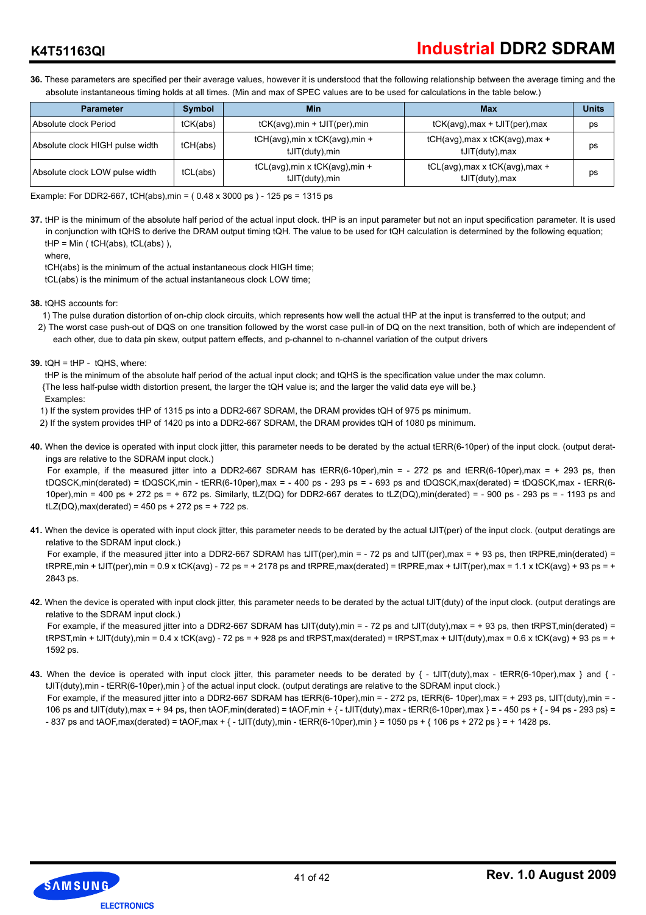**36.** These parameters are specified per their average values, however it is understood that the following relationship between the average timing and the absolute instantaneous timing holds at all times. (Min and max of SPEC values are to be used for calculations in the table below.)

| Parameter | Symbol | Min | Max | Units |
|---|---|---|---|---|
| Absolute clock Period | tCK(abs) | tCK(avg),min + tJIT(per),min | tCK(avg),max + tJIT(per),max | ps |
| Absolute clock HIGH pulse width | tCH(abs) | tCH(avg),min x tCK(avg),min + tJIT(duty),min | tCH(avg),max x tCK(avg),max + tJIT(duty),max | ps |
| Absolute clock LOW pulse width | tCL(abs) | tCL(avg),min x tCK(avg),min + tJIT(duty),min | tCL(avg),max x tCK(avg),max + tJIT(duty),max | ps |

Example: For DDR2-667, tCH(abs),min = ( 0.48 x 3000 ps ) - 125 ps = 1315 ps

**37.** tHP is the minimum of the absolute half period of the actual input clock. tHP is an input parameter but not an input specification parameter. It is used in conjunction with tQHS to derive the DRAM output timing tQH. The value to be used for tQH calculation is determined by the following equation;
tHP = Min ( tCH(abs), tCL(abs) ),
where,
tCH(abs) is the minimum of the actual instantaneous clock HIGH time;
tCL(abs) is the minimum of the actual instantaneous clock LOW time;

**38.** tQHS accounts for:
1) The pulse duration distortion of on-chip clock circuits, which represents how well the actual tHP at the input is transferred to the output; and
2) The worst case push-out of DQS on one transition followed by the worst case pull-in of DQ on the next transition, both of which are independent of each other, due to data pin skew, output pattern effects, and p-channel to n-channel variation of the output drivers

**39.** tQH = tHP - tQHS, where:
tHP is the minimum of the absolute half period of the actual input clock; and tQHS is the specification value under the max column.
{The less half-pulse width distortion present, the larger the tQH value is; and the larger the valid data eye will be.}
Examples:
1) If the system provides tHP of 1315 ps into a DDR2-667 SDRAM, the DRAM provides tQH of 975 ps minimum.
2) If the system provides tHP of 1420 ps into a DDR2-667 SDRAM, the DRAM provides tQH of 1080 ps minimum.

**40.** When the device is operated with input clock jitter, this parameter needs to be derated by the actual tERR(6-10per) of the input clock. (output deratings are relative to the SDRAM input clock.)
For example, if the measured jitter into a DDR2-667 SDRAM has tERR(6-10per),min = - 272 ps and tERR(6-10per),max = + 293 ps, then tDQSCK,min(derated) = tDQSCK,min - tERR(6-10per),max = - 400 ps - 293 ps = - 693 ps and tDQSCK,max(derated) = tDQSCK,max - tERR(6-10per),min = 400 ps + 272 ps = + 672 ps. Similarly, tLZ(DQ) for DDR2-667 derates to tLZ(DQ),min(derated) = - 900 ps - 293 ps = - 1193 ps and tLZ(DQ),max(derated) = 450 ps + 272 ps = + 722 ps.

**41.** When the device is operated with input clock jitter, this parameter needs to be derated by the actual tJIT(per) of the input clock. (output deratings are relative to the SDRAM input clock.)
For example, if the measured jitter into a DDR2-667 SDRAM has tJIT(per),min = - 72 ps and tJIT(per),max = + 93 ps, then tRPRE,min(derated) = tRPRE,min + tJIT(per),min = 0.9 x tCK(avg) - 72 ps = + 2178 ps and tRPRE,max(derated) = tRPRE,max + tJIT(per),max = 1.1 x tCK(avg) + 93 ps = + 2843 ps.

**42.** When the device is operated with input clock jitter, this parameter needs to be derated by the actual tJIT(duty) of the input clock. (output deratings are relative to the SDRAM input clock.)
For example, if the measured jitter into a DDR2-667 SDRAM has tJIT(duty),min = - 72 ps and tJIT(duty),max = + 93 ps, then tRPST,min(derated) = tRPST,min + tJIT(duty),min = 0.4 x tCK(avg) - 72 ps = + 928 ps and tRPST,max(derated) = tRPST,max + tJIT(duty),max = 0.6 x tCK(avg) + 93 ps = + 1592 ps.

**43.** When the device is operated with input clock jitter, this parameter needs to be derated by { - tJIT(duty),max - tERR(6-10per),max } and { - tJIT(duty),min - tERR(6-10per),min } of the actual input clock. (output deratings are relative to the SDRAM input clock.)
For example, if the measured jitter into a DDR2-667 SDRAM has tERR(6-10per),min = - 272 ps, tERR(6- 10per),max = + 293 ps, tJIT(duty),min = - 106 ps and tJIT(duty),max = + 94 ps, then tAOF,min(derated) = tAOF,min + { - tJIT(duty),max - tERR(6-10per),max } = - 450 ps + { - 94 ps - 293 ps} = - 837 ps and tAOF,max(derated) = tAOF,max + { - tJIT(duty),min - tERR(6-10per),min } = 1050 ps + { 106 ps + 272 ps } = + 1428 ps.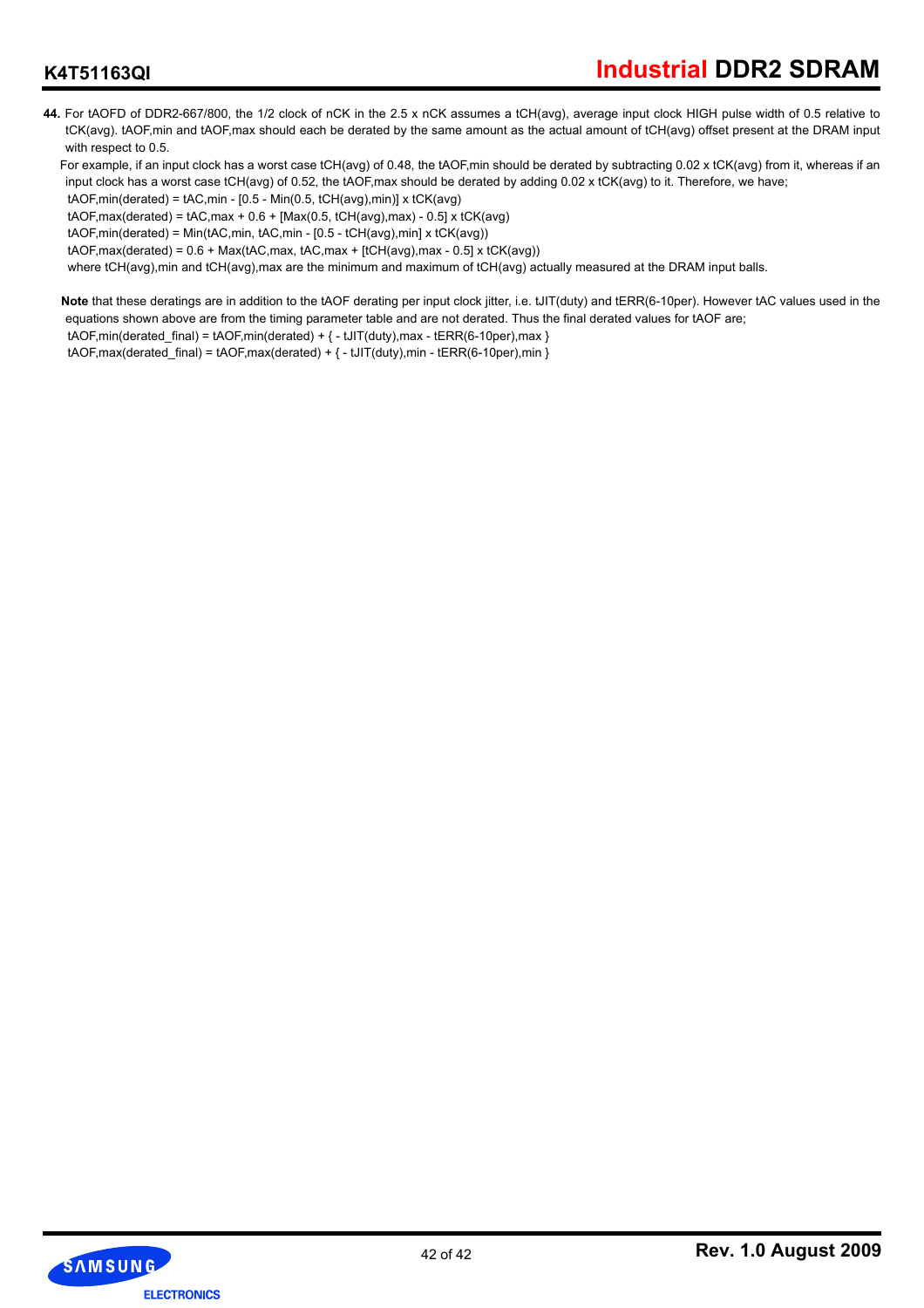**44.** For tAOFD of DDR2-667/800, the 1/2 clock of nCK in the 2.5 x nCK assumes a tCH(avg), average input clock HIGH pulse width of 0.5 relative to tCK(avg). tAOF,min and tAOF,max should each be derated by the same amount as the actual amount of tCH(avg) offset present at the DRAM input with respect to 0.5.

For example, if an input clock has a worst case tCH(avg) of 0.48, the tAOF,min should be derated by subtracting 0.02 x tCK(avg) from it, whereas if an input clock has a worst case tCH(avg) of 0.52, the tAOF,max should be derated by adding 0.02 x tCK(avg) to it. Therefore, we have;

tAOF,min(derated) = tAC,min - [0.5 - Min(0.5, tCH(avg),min)] x tCK(avg)

tAOF,max(derated) = tAC,max + 0.6 + [Max(0.5, tCH(avg),max) - 0.5] x tCK(avg)

tAOF,min(derated) = Min(tAC,min, tAC,min - [0.5 - tCH(avg),min] x tCK(avg))

tAOF,max(derated) = 0.6 + Max(tAC,max, tAC,max + [tCH(avg),max - 0.5] x tCK(avg))

where tCH(avg),min and tCH(avg),max are the minimum and maximum of tCH(avg) actually measured at the DRAM input balls.

**Note** that these deratings are in addition to the tAOF derating per input clock jitter, i.e. tJIT(duty) and tERR(6-10per). However tAC values used in the equations shown above are from the timing parameter table and are not derated. Thus the final derated values for tAOF are;

tAOF,min(derated_final) = tAOF,min(derated) + { - tJIT(duty),max - tERR(6-10per),max }

tAOF,max(derated_final) = tAOF,max(derated) + { - tJIT(duty),min - tERR(6-10per),min }